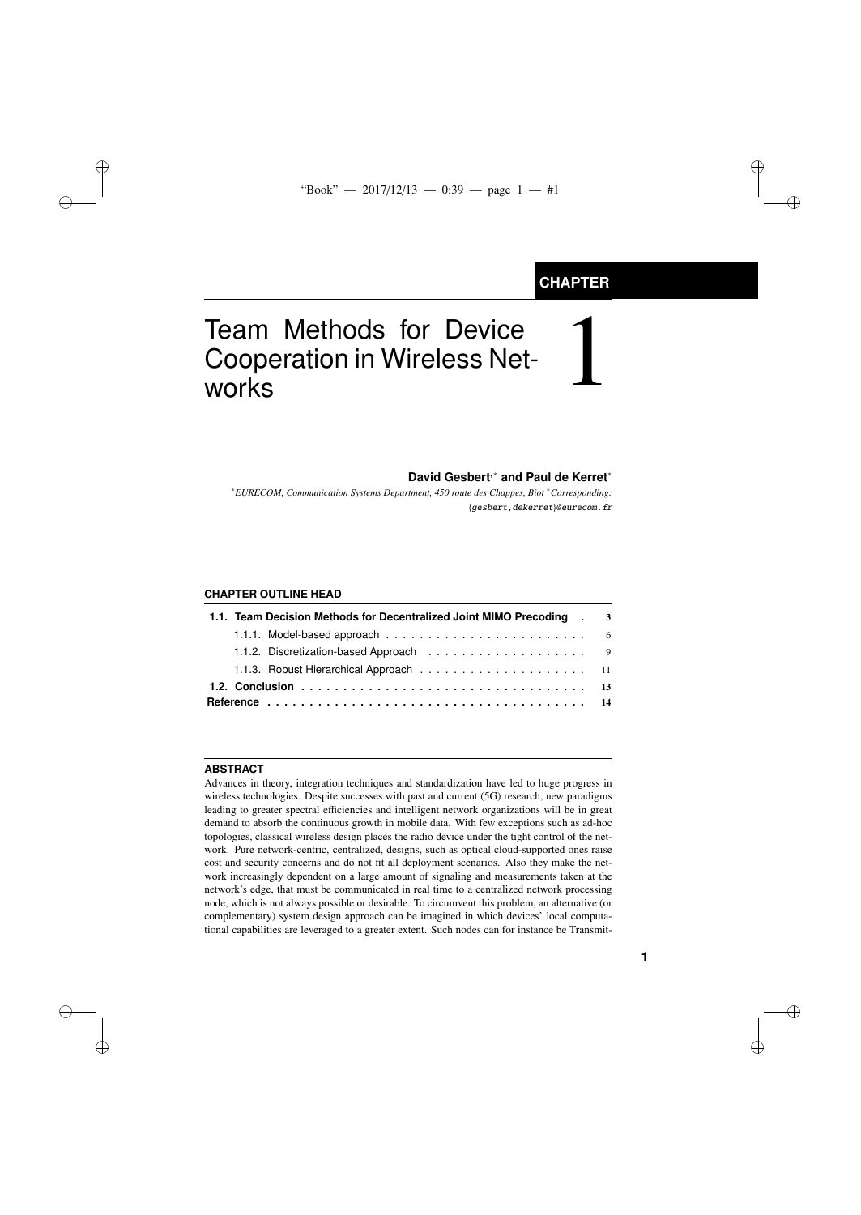CHAPTER

# 1 Team Methods for Device Cooperation in Wireless Networks

**David Gesbert*,* and Paul de Kerret***

*EURECOM, Communication Systems Department, 450 route des Chappes, Biot *Corresponding:*
{gesbert,dekerret}@eurecom.fr

### CHAPTER OUTLINE HEAD

| | |
|---|---|
| **1.1. Team Decision Methods for Decentralized Joint MIMO Precoding** | **3** |
| 1.1.1. Model-based approach | 6 |
| 1.1.2. Discretization-based Approach | 9 |
| 1.1.3. Robust Hierarchical Approach | 11 |
| **1.2. Conclusion** | **13** |
| **Reference** | **14** |

### ABSTRACT

Advances in theory, integration techniques and standardization have led to huge progress in wireless technologies. Despite successes with past and current (5G) research, new paradigms leading to greater spectral efficiencies and intelligent network organizations will be in great demand to absorb the continuous growth in mobile data. With few exceptions such as ad-hoc topologies, classical wireless design places the radio device under the tight control of the network. Pure network-centric, centralized, designs, such as optical cloud-supported ones raise cost and security concerns and do not fit all deployment scenarios. Also they make the network increasingly dependent on a large amount of signaling and measurements taken at the network's edge, that must be communicated in real time to a centralized network processing node, which is not always possible or desirable. To circumvent this problem, an alternative (or complementary) system design approach can be imagined in which devices' local computational capabilities are leveraged to a greater extent. Such nodes can for instance be Transmit-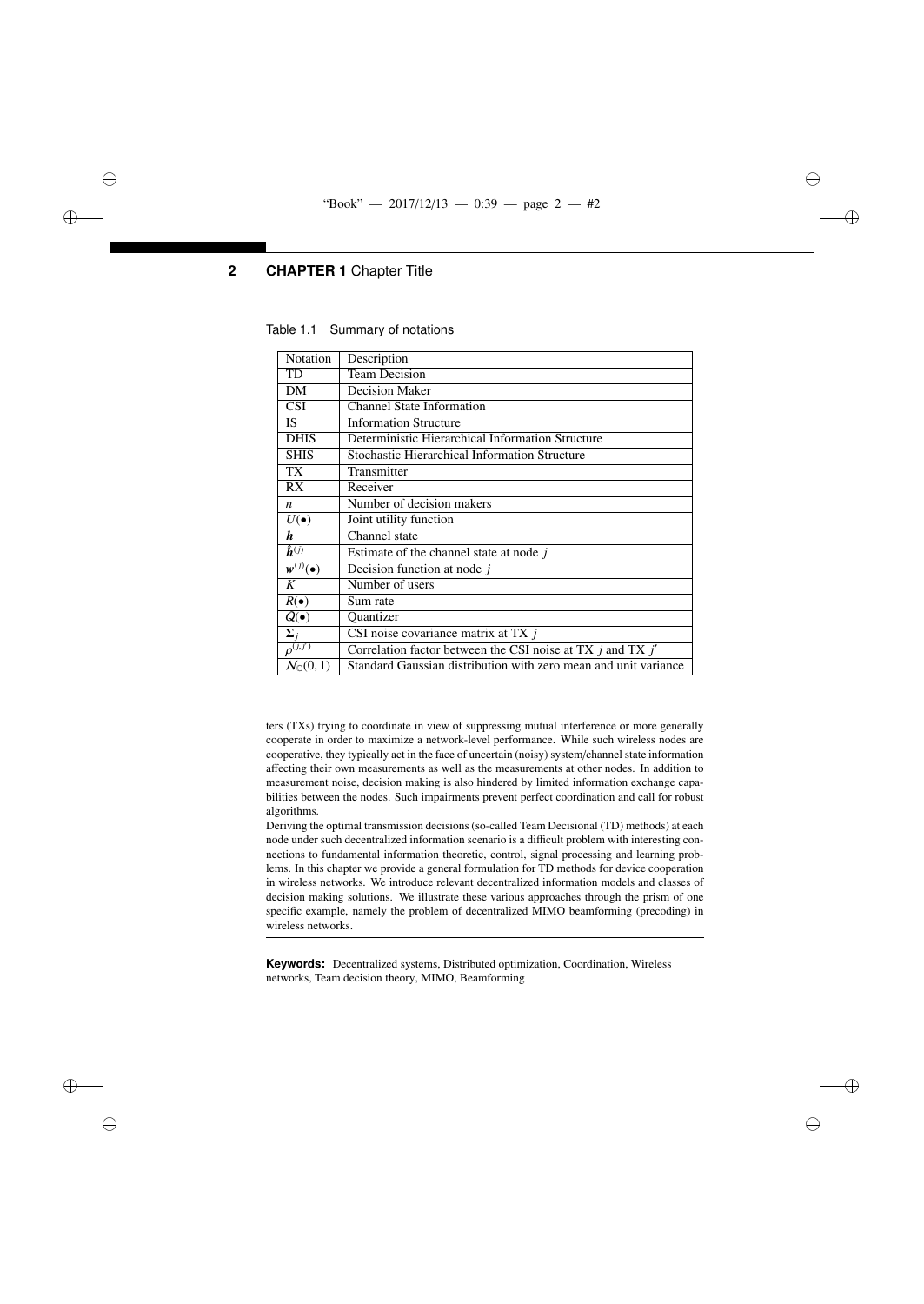Table 1.1 Summary of notations

| Notation | Description |
| --- | --- |
| TD | Team Decision |
| DM | Decision Maker |
| CSI | Channel State Information |
| IS | Information Structure |
| DHIS | Deterministic Hierarchical Information Structure |
| SHIS | Stochastic Hierarchical Information Structure |
| TX | Transmitter |
| RX | Receiver |
| $n$ | Number of decision makers |
| $U(\bullet)$ | Joint utility function |
| $\boldsymbol{h}$ | Channel state |
| $\hat{\boldsymbol{h}}^{(j)}$ | Estimate of the channel state at node $j$ |
| $\boldsymbol{w}^{(j)}(\bullet)$ | Decision function at node $j$ |
| $K$ | Number of users |
| $R(\bullet)$ | Sum rate |
| $Q(\bullet)$ | Quantizer |
| $\boldsymbol{\Sigma}_j$ | CSI noise covariance matrix at TX $j$ |
| $\rho^{(j,j')}$ | Correlation factor between the CSI noise at TX $j$ and TX $j'$ |
| $\mathcal{N}_{\mathbb{C}}(0,1)$ | Standard Gaussian distribution with zero mean and unit variance |

ters (TXs) trying to coordinate in view of suppressing mutual interference or more generally cooperate in order to maximize a network-level performance. While such wireless nodes are cooperative, they typically act in the face of uncertain (noisy) system/channel state information affecting their own measurements as well as the measurements at other nodes. In addition to measurement noise, decision making is also hindered by limited information exchange capabilities between the nodes. Such impairments prevent perfect coordination and call for robust algorithms.

Deriving the optimal transmission decisions (so-called Team Decisional (TD) methods) at each node under such decentralized information scenario is a difficult problem with interesting connections to fundamental information theoretic, control, signal processing and learning problems. In this chapter we provide a general formulation for TD methods for device cooperation in wireless networks. We introduce relevant decentralized information models and classes of decision making solutions. We illustrate these various approaches through the prism of one specific example, namely the problem of decentralized MIMO beamforming (precoding) in wireless networks.

**Keywords:** Decentralized systems, Distributed optimization, Coordination, Wireless networks, Team decision theory, MIMO, Beamforming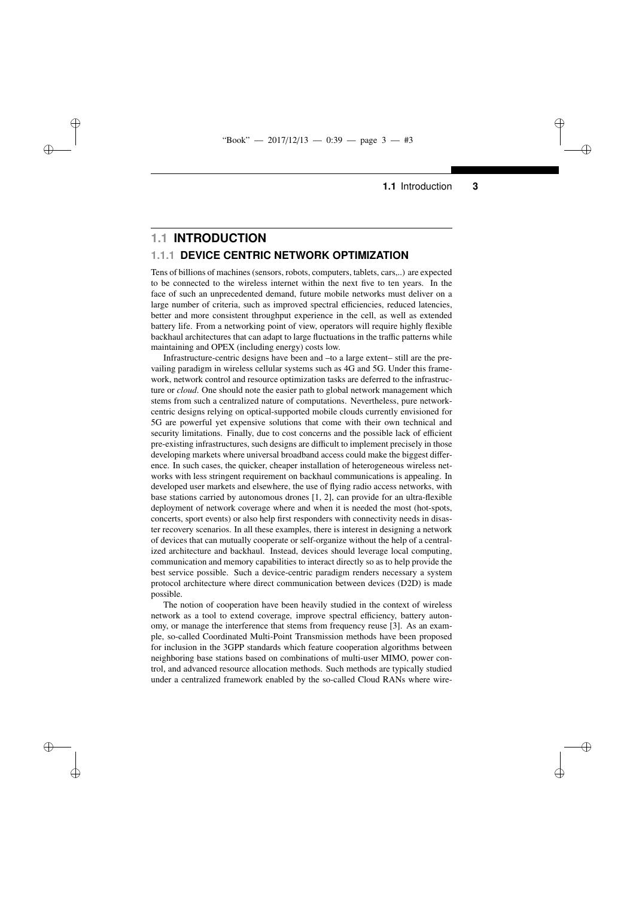## 1.1 INTRODUCTION

### 1.1.1 DEVICE CENTRIC NETWORK OPTIMIZATION

Tens of billions of machines (sensors, robots, computers, tablets, cars,..) are expected to be connected to the wireless internet within the next five to ten years. In the face of such an unprecedented demand, future mobile networks must deliver on a large number of criteria, such as improved spectral efficiencies, reduced latencies, better and more consistent throughput experience in the cell, as well as extended battery life. From a networking point of view, operators will require highly flexible backhaul architectures that can adapt to large fluctuations in the traffic patterns while maintaining and OPEX (including energy) costs low.

Infrastructure-centric designs have been and –to a large extent– still are the prevailing paradigm in wireless cellular systems such as 4G and 5G. Under this framework, network control and resource optimization tasks are deferred to the infrastructure or *cloud*. One should note the easier path to global network management which stems from such a centralized nature of computations. Nevertheless, pure network-centric designs relying on optical-supported mobile clouds currently envisioned for 5G are powerful yet expensive solutions that come with their own technical and security limitations. Finally, due to cost concerns and the possible lack of efficient pre-existing infrastructures, such designs are difficult to implement precisely in those developing markets where universal broadband access could make the biggest difference. In such cases, the quicker, cheaper installation of heterogeneous wireless networks with less stringent requirement on backhaul communications is appealing. In developed user markets and elsewhere, the use of flying radio access networks, with base stations carried by autonomous drones [1, 2], can provide for an ultra-flexible deployment of network coverage where and when it is needed the most (hot-spots, concerts, sport events) or also help first responders with connectivity needs in disaster recovery scenarios. In all these examples, there is interest in designing a network of devices that can mutually cooperate or self-organize without the help of a centralized architecture and backhaul. Instead, devices should leverage local computing, communication and memory capabilities to interact directly so as to help provide the best service possible. Such a device-centric paradigm renders necessary a system protocol architecture where direct communication between devices (D2D) is made possible.

The notion of cooperation have been heavily studied in the context of wireless network as a tool to extend coverage, improve spectral efficiency, battery autonomy, or manage the interference that stems from frequency reuse [3]. As an example, so-called Coordinated Multi-Point Transmission methods have been proposed for inclusion in the 3GPP standards which feature cooperation algorithms between neighboring base stations based on combinations of multi-user MIMO, power control, and advanced resource allocation methods. Such methods are typically studied under a centralized framework enabled by the so-called Cloud RANs where wire-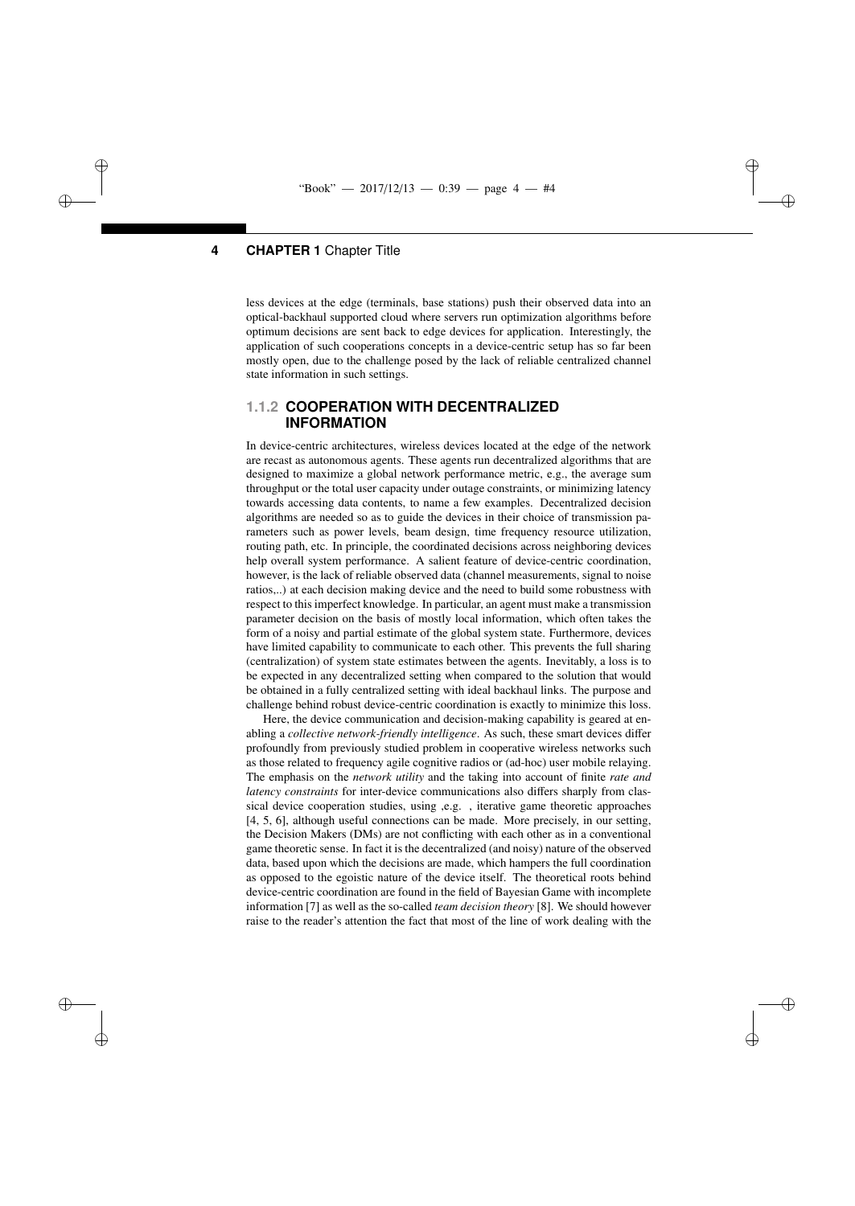less devices at the edge (terminals, base stations) push their observed data into an optical-backhaul supported cloud where servers run optimization algorithms before optimum decisions are sent back to edge devices for application. Interestingly, the application of such cooperations concepts in a device-centric setup has so far been mostly open, due to the challenge posed by the lack of reliable centralized channel state information in such settings.

### 1.1.2 COOPERATION WITH DECENTRALIZED INFORMATION

In device-centric architectures, wireless devices located at the edge of the network are recast as autonomous agents. These agents run decentralized algorithms that are designed to maximize a global network performance metric, e.g., the average sum throughput or the total user capacity under outage constraints, or minimizing latency towards accessing data contents, to name a few examples. Decentralized decision algorithms are needed so as to guide the devices in their choice of transmission parameters such as power levels, beam design, time frequency resource utilization, routing path, etc. In principle, the coordinated decisions across neighboring devices help overall system performance. A salient feature of device-centric coordination, however, is the lack of reliable observed data (channel measurements, signal to noise ratios,..) at each decision making device and the need to build some robustness with respect to this imperfect knowledge. In particular, an agent must make a transmission parameter decision on the basis of mostly local information, which often takes the form of a noisy and partial estimate of the global system state. Furthermore, devices have limited capability to communicate to each other. This prevents the full sharing (centralization) of system state estimates between the agents. Inevitably, a loss is to be expected in any decentralized setting when compared to the solution that would be obtained in a fully centralized setting with ideal backhaul links. The purpose and challenge behind robust device-centric coordination is exactly to minimize this loss.

Here, the device communication and decision-making capability is geared at enabling a *collective network-friendly intelligence*. As such, these smart devices differ profoundly from previously studied problem in cooperative wireless networks such as those related to frequency agile cognitive radios or (ad-hoc) user mobile relaying. The emphasis on the *network utility* and the taking into account of finite *rate and latency constraints* for inter-device communications also differs sharply from classical device cooperation studies, using ,e.g. , iterative game theoretic approaches [4, 5, 6], although useful connections can be made. More precisely, in our setting, the Decision Makers (DMs) are not conflicting with each other as in a conventional game theoretic sense. In fact it is the decentralized (and noisy) nature of the observed data, based upon which the decisions are made, which hampers the full coordination as opposed to the egoistic nature of the device itself. The theoretical roots behind device-centric coordination are found in the field of Bayesian Game with incomplete information [7] as well as the so-called *team decision theory* [8]. We should however raise to the reader's attention the fact that most of the line of work dealing with the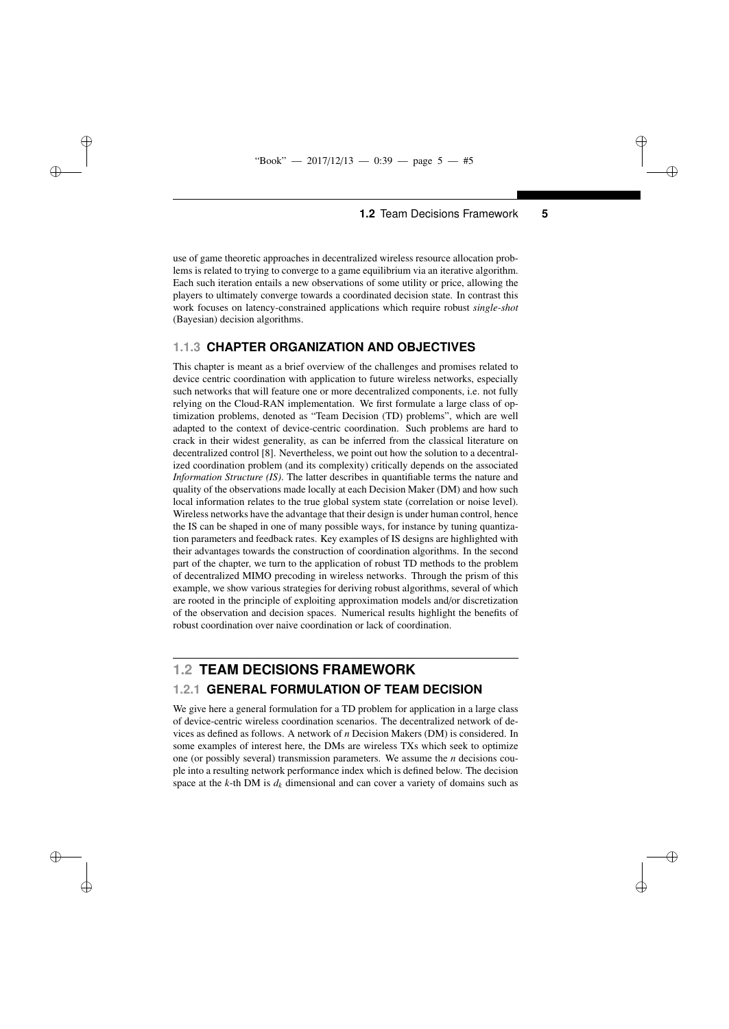use of game theoretic approaches in decentralized wireless resource allocation problems is related to trying to converge to a game equilibrium via an iterative algorithm. Each such iteration entails a new observations of some utility or price, allowing the players to ultimately converge towards a coordinated decision state. In contrast this work focuses on latency-constrained applications which require robust *single-shot* (Bayesian) decision algorithms.

### 1.1.3 CHAPTER ORGANIZATION AND OBJECTIVES

This chapter is meant as a brief overview of the challenges and promises related to device centric coordination with application to future wireless networks, especially such networks that will feature one or more decentralized components, i.e. not fully relying on the Cloud-RAN implementation. We first formulate a large class of optimization problems, denoted as "Team Decision (TD) problems", which are well adapted to the context of device-centric coordination. Such problems are hard to crack in their widest generality, as can be inferred from the classical literature on decentralized control [8]. Nevertheless, we point out how the solution to a decentralized coordination problem (and its complexity) critically depends on the associated *Information Structure (IS)*. The latter describes in quantifiable terms the nature and quality of the observations made locally at each Decision Maker (DM) and how such local information relates to the true global system state (correlation or noise level). Wireless networks have the advantage that their design is under human control, hence the IS can be shaped in one of many possible ways, for instance by tuning quantization parameters and feedback rates. Key examples of IS designs are highlighted with their advantages towards the construction of coordination algorithms. In the second part of the chapter, we turn to the application of robust TD methods to the problem of decentralized MIMO precoding in wireless networks. Through the prism of this example, we show various strategies for deriving robust algorithms, several of which are rooted in the principle of exploiting approximation models and/or discretization of the observation and decision spaces. Numerical results highlight the benefits of robust coordination over naive coordination or lack of coordination.

## 1.2 TEAM DECISIONS FRAMEWORK

### 1.2.1 GENERAL FORMULATION OF TEAM DECISION

We give here a general formulation for a TD problem for application in a large class of device-centric wireless coordination scenarios. The decentralized network of devices as defined as follows. A network of $n$ Decision Makers (DM) is considered. In some examples of interest here, the DMs are wireless TXs which seek to optimize one (or possibly several) transmission parameters. We assume the $n$ decisions couple into a resulting network performance index which is defined below. The decision space at the $k$-th DM is $d_k$ dimensional and can cover a variety of domains such as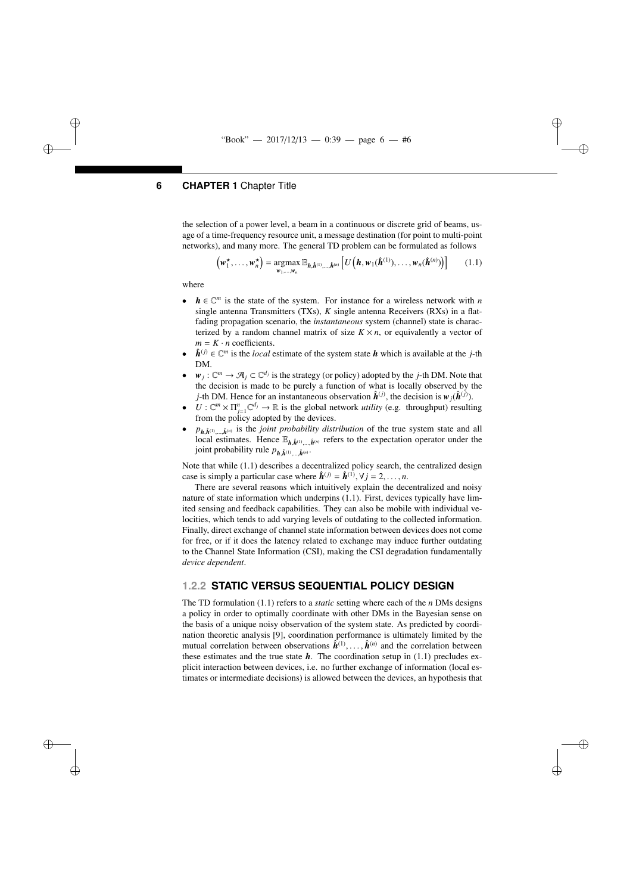the selection of a power level, a beam in a continuous or discrete grid of beams, usage of a time-frequency resource unit, a message destination (for point to multi-point networks), and many more. The general TD problem can be formulated as follows

$$\left(\boldsymbol{w}_1^\star, \ldots, \boldsymbol{w}_n^\star\right) = \underset{\boldsymbol{w}_1,\ldots,\boldsymbol{w}_n}{\operatorname{argmax}} \, \mathbb{E}_{\boldsymbol{h},\hat{\boldsymbol{h}}^{(1)},\ldots,\hat{\boldsymbol{h}}^{(n)}} \left[ U\left(\boldsymbol{h}, \boldsymbol{w}_1(\hat{\boldsymbol{h}}^{(1)}), \ldots, \boldsymbol{w}_n(\hat{\boldsymbol{h}}^{(n)})\right)\right] \tag{1.1}$$

where

- $\boldsymbol{h} \in \mathbb{C}^m$ is the state of the system. For instance for a wireless network with $n$ single antenna Transmitters (TXs), $K$ single antenna Receivers (RXs) in a flat-fading propagation scenario, the *instantaneous* system (channel) state is characterized by a random channel matrix of size $K \times n$, or equivalently a vector of $m = K \cdot n$ coefficients.
- $\hat{\boldsymbol{h}}^{(j)} \in \mathbb{C}^m$ is the *local* estimate of the system state $\boldsymbol{h}$ which is available at the $j$-th DM.
- $\boldsymbol{w}_j : \mathbb{C}^m \to \mathcal{A}_j \subset \mathbb{C}^{d_j}$ is the strategy (or policy) adopted by the $j$-th DM. Note that the decision is made to be purely a function of what is locally observed by the $j$-th DM. Hence for an instantaneous observation $\hat{\boldsymbol{h}}^{(j)}$, the decision is $\boldsymbol{w}_j(\hat{\boldsymbol{h}}^{(j)})$.
- $U : \mathbb{C}^m \times \Pi_{j=1}^n \mathbb{C}^{d_j} \to \mathbb{R}$ is the global network *utility* (e.g. throughput) resulting from the policy adopted by the devices.
- $p_{\boldsymbol{h},\hat{\boldsymbol{h}}^{(1)},\ldots,\hat{\boldsymbol{h}}^{(n)}}$ is the *joint probability distribution* of the true system state and all local estimates. Hence $\mathbb{E}_{\boldsymbol{h},\hat{\boldsymbol{h}}^{(1)},\ldots,\hat{\boldsymbol{h}}^{(n)}}$ refers to the expectation operator under the joint probability rule $p_{\boldsymbol{h},\hat{\boldsymbol{h}}^{(1)},\ldots,\hat{\boldsymbol{h}}^{(n)}}$.

Note that while (1.1) describes a decentralized policy search, the centralized design case is simply a particular case where $\hat{\boldsymbol{h}}^{(j)} = \hat{\boldsymbol{h}}^{(1)}, \forall j = 2, \ldots, n$.

There are several reasons which intuitively explain the decentralized and noisy nature of state information which underpins (1.1). First, devices typically have limited sensing and feedback capabilities. They can also be mobile with individual velocities, which tends to add varying levels of outdating to the collected information. Finally, direct exchange of channel state information between devices does not come for free, or if it does the latency related to exchange may induce further outdating to the Channel State Information (CSI), making the CSI degradation fundamentally *device dependent*.

### 1.2.2 STATIC VERSUS SEQUENTIAL POLICY DESIGN

The TD formulation (1.1) refers to a *static* setting where each of the $n$ DMs designs a policy in order to optimally coordinate with other DMs in the Bayesian sense on the basis of a unique noisy observation of the system state. As predicted by coordination theoretic analysis [9], coordination performance is ultimately limited by the mutual correlation between observations $\hat{\boldsymbol{h}}^{(1)}, \ldots, \hat{\boldsymbol{h}}^{(n)}$ and the correlation between these estimates and the true state $\boldsymbol{h}$. The coordination setup in (1.1) precludes explicit interaction between devices, i.e. no further exchange of information (local estimates or intermediate decisions) is allowed between the devices, an hypothesis that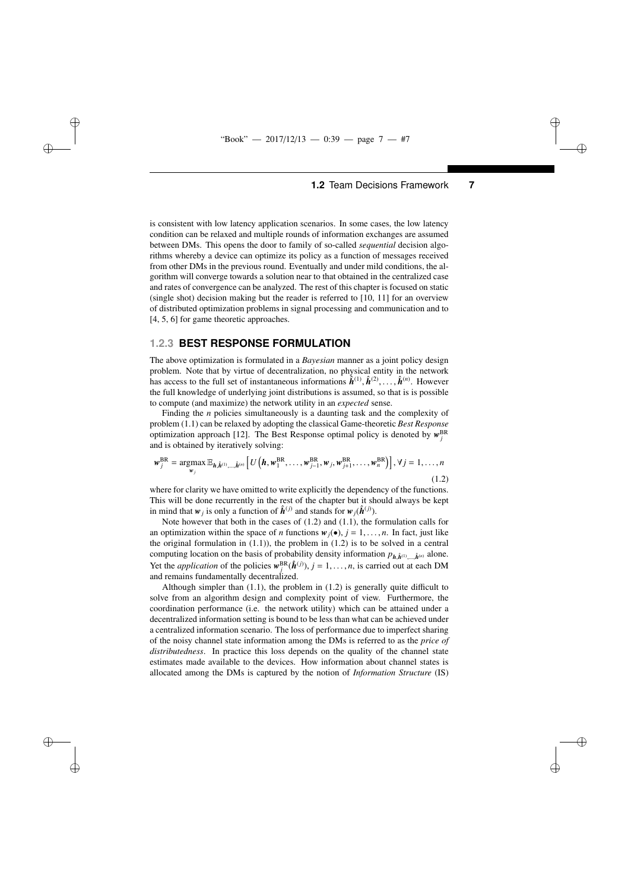is consistent with low latency application scenarios. In some cases, the low latency condition can be relaxed and multiple rounds of information exchanges are assumed between DMs. This opens the door to family of so-called *sequential* decision algorithms whereby a device can optimize its policy as a function of messages received from other DMs in the previous round. Eventually and under mild conditions, the algorithm will converge towards a solution near to that obtained in the centralized case and rates of convergence can be analyzed. The rest of this chapter is focused on static (single shot) decision making but the reader is referred to [10, 11] for an overview of distributed optimization problems in signal processing and communication and to [4, 5, 6] for game theoretic approaches.

### 1.2.3 BEST RESPONSE FORMULATION

The above optimization is formulated in a *Bayesian* manner as a joint policy design problem. Note that by virtue of decentralization, no physical entity in the network has access to the full set of instantaneous informations $\hat{\boldsymbol{h}}^{(1)}, \hat{\boldsymbol{h}}^{(2)}, \ldots, \hat{\boldsymbol{h}}^{(n)}$. However the full knowledge of underlying joint distributions is assumed, so that is is possible to compute (and maximize) the network utility in an *expected* sense.

Finding the $n$ policies simultaneously is a daunting task and the complexity of problem (1.1) can be relaxed by adopting the classical Game-theoretic *Best Response* optimization approach [12]. The Best Response optimal policy is denoted by $\boldsymbol{w}_j^{\mathrm{BR}}$ and is obtained by iteratively solving:

$$\boldsymbol{w}_j^{\mathrm{BR}} = \underset{\boldsymbol{w}_j}{\operatorname{argmax}}\, \mathbb{E}_{\boldsymbol{h},\hat{\boldsymbol{h}}^{(1)},\ldots,\hat{\boldsymbol{h}}^{(n)}} \left[ U\left(\boldsymbol{h}, \boldsymbol{w}_1^{\mathrm{BR}}, \ldots, \boldsymbol{w}_{j-1}^{\mathrm{BR}}, \boldsymbol{w}_j, \boldsymbol{w}_{j+1}^{\mathrm{BR}}, \ldots, \boldsymbol{w}_n^{\mathrm{BR}}\right)\right], \forall j = 1, \ldots, n \tag{1.2}$$

where for clarity we have omitted to write explicitly the dependency of the functions. This will be done recurrently in the rest of the chapter but it should always be kept in mind that $\boldsymbol{w}_j$ is only a function of $\hat{\boldsymbol{h}}^{(j)}$ and stands for $\boldsymbol{w}_j(\hat{\boldsymbol{h}}^{(j)})$.

Note however that both in the cases of (1.2) and (1.1), the formulation calls for an optimization within the space of $n$ functions $\boldsymbol{w}_j(\bullet)$, $j = 1, \ldots, n$. In fact, just like the original formulation in (1.1)), the problem in (1.2) is to be solved in a central computing location on the basis of probability density information $p_{\boldsymbol{h},\hat{\boldsymbol{h}}^{(1)},\ldots,\hat{\boldsymbol{h}}^{(n)}}$ alone. Yet the *application* of the policies $\boldsymbol{w}_j^{\mathrm{BR}}(\hat{\boldsymbol{h}}^{(j)})$, $j = 1, \ldots, n$, is carried out at each DM and remains fundamentally decentralized.

Although simpler than (1.1), the problem in (1.2) is generally quite difficult to solve from an algorithm design and complexity point of view. Furthermore, the coordination performance (i.e. the network utility) which can be attained under a decentralized information setting is bound to be less than what can be achieved under a centralized information scenario. The loss of performance due to imperfect sharing of the noisy channel state information among the DMs is referred to as the *price of distributedness*. In practice this loss depends on the quality of the channel state estimates made available to the devices. How information about channel states is allocated among the DMs is captured by the notion of *Information Structure* (IS)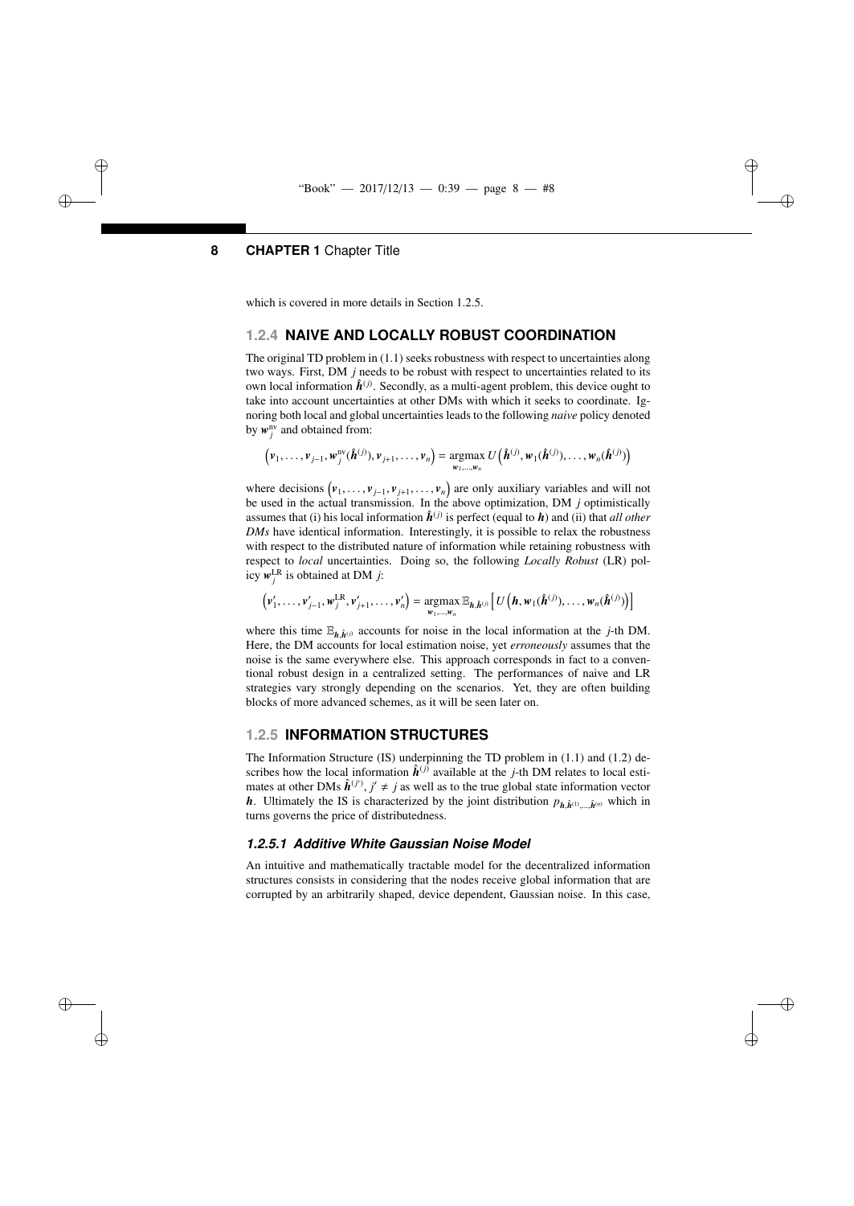which is covered in more details in Section 1.2.5.

### 1.2.4 NAIVE AND LOCALLY ROBUST COORDINATION

The original TD problem in (1.1) seeks robustness with respect to uncertainties along two ways. First, DM $j$ needs to be robust with respect to uncertainties related to its own local information $\hat{\boldsymbol{h}}^{(j)}$. Secondly, as a multi-agent problem, this device ought to take into account uncertainties at other DMs with which it seeks to coordinate. Ignoring both local and global uncertainties leads to the following *naive* policy denoted by $\boldsymbol{w}_j^{\text{nv}}$ and obtained from:

$$\left(\boldsymbol{v}_1, \ldots, \boldsymbol{v}_{j-1}, \boldsymbol{w}_j^{\text{nv}}(\hat{\boldsymbol{h}}^{(j)}), \boldsymbol{v}_{j+1}, \ldots, \boldsymbol{v}_n\right) = \operatorname*{argmax}_{\boldsymbol{w}_1,\ldots,\boldsymbol{w}_n} U\left(\hat{\boldsymbol{h}}^{(j)}, \boldsymbol{w}_1(\hat{\boldsymbol{h}}^{(j)}), \ldots, \boldsymbol{w}_n(\hat{\boldsymbol{h}}^{(j)})\right)$$

where decisions $\left(\boldsymbol{v}_1, \ldots, \boldsymbol{v}_{j-1}, \boldsymbol{v}_{j+1}, \ldots, \boldsymbol{v}_n\right)$ are only auxiliary variables and will not be used in the actual transmission. In the above optimization, DM $j$ optimistically assumes that (i) his local information $\hat{\boldsymbol{h}}^{(j)}$ is perfect (equal to $\boldsymbol{h}$) and (ii) that *all other DMs* have identical information. Interestingly, it is possible to relax the robustness with respect to the distributed nature of information while retaining robustness with respect to *local* uncertainties. Doing so, the following *Locally Robust* (LR) policy $\boldsymbol{w}_j^{\text{LR}}$ is obtained at DM $j$:

$$\left(\boldsymbol{v}'_1, \ldots, \boldsymbol{v}'_{j-1}, \boldsymbol{w}_j^{\text{LR}}, \boldsymbol{v}'_{j+1}, \ldots, \boldsymbol{v}'_n\right) = \operatorname*{argmax}_{\boldsymbol{w}_1,\ldots,\boldsymbol{w}_n} \mathbb{E}_{\boldsymbol{h}, \hat{\boldsymbol{h}}^{(j)}}\left[U\left(\boldsymbol{h}, \boldsymbol{w}_1(\hat{\boldsymbol{h}}^{(j)}), \ldots, \boldsymbol{w}_n(\hat{\boldsymbol{h}}^{(j)})\right)\right]$$

where this time $\mathbb{E}_{\boldsymbol{h}, \hat{\boldsymbol{h}}^{(j)}}$ accounts for noise in the local information at the $j$-th DM. Here, the DM accounts for local estimation noise, yet *erroneously* assumes that the noise is the same everywhere else. This approach corresponds in fact to a conventional robust design in a centralized setting. The performances of naive and LR strategies vary strongly depending on the scenarios. Yet, they are often building blocks of more advanced schemes, as it will be seen later on.

### 1.2.5 INFORMATION STRUCTURES

The Information Structure (IS) underpinning the TD problem in (1.1) and (1.2) describes how the local information $\hat{\boldsymbol{h}}^{(j)}$ available at the $j$-th DM relates to local estimates at other DMs $\hat{\boldsymbol{h}}^{(j')}$, $j' \neq j$ as well as to the true global state information vector $\boldsymbol{h}$. Ultimately the IS is characterized by the joint distribution $p_{\boldsymbol{h}, \hat{\boldsymbol{h}}^{(1)}, \ldots, \hat{\boldsymbol{h}}^{(n)}}$ which in turns governs the price of distributedness.

#### *1.2.5.1 Additive White Gaussian Noise Model*

An intuitive and mathematically tractable model for the decentralized information structures consists in considering that the nodes receive global information that are corrupted by an arbitrarily shaped, device dependent, Gaussian noise. In this case,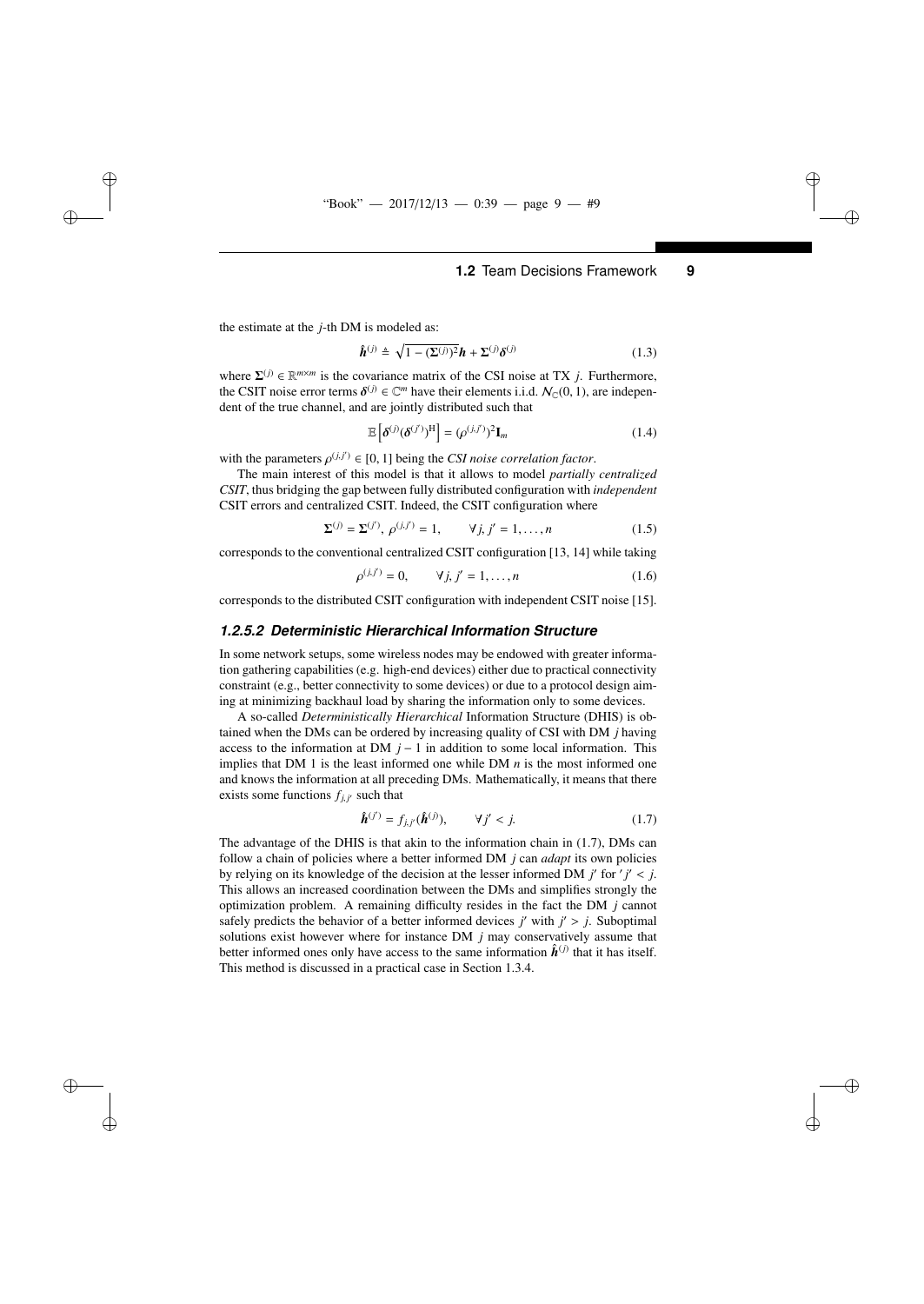the estimate at the $j$-th DM is modeled as:

$$\hat{\boldsymbol{h}}^{(j)} \triangleq \sqrt{1-(\boldsymbol{\Sigma}^{(j)})^2}\boldsymbol{h} + \boldsymbol{\Sigma}^{(j)}\boldsymbol{\delta}^{(j)} \tag{1.3}$$

where $\boldsymbol{\Sigma}^{(j)} \in \mathbb{R}^{m\times m}$ is the covariance matrix of the CSI noise at TX $j$. Furthermore, the CSIT noise error terms $\boldsymbol{\delta}^{(j)} \in \mathbb{C}^m$ have their elements i.i.d. $\mathcal{N}_{\mathbb{C}}(0,1)$, are independent of the true channel, and are jointly distributed such that

$$\mathbb{E}\left[\boldsymbol{\delta}^{(j)}(\boldsymbol{\delta}^{(j')})^{\mathrm{H}}\right] = (\rho^{(j,j')})^2\mathbf{I}_m \tag{1.4}$$

with the parameters $\rho^{(j,j')} \in [0,1]$ being the *CSI noise correlation factor*.

The main interest of this model is that it allows to model *partially centralized CSIT*, thus bridging the gap between fully distributed configuration with *independent* CSIT errors and centralized CSIT. Indeed, the CSIT configuration where

$$\boldsymbol{\Sigma}^{(j)} = \boldsymbol{\Sigma}^{(j')},\ \rho^{(j,j')} = 1, \qquad \forall j, j' = 1,\dots,n \tag{1.5}$$

corresponds to the conventional centralized CSIT configuration [13, 14] while taking

$$\rho^{(j,j')} = 0, \qquad \forall j, j' = 1,\dots,n \tag{1.6}$$

corresponds to the distributed CSIT configuration with independent CSIT noise [15].

#### *1.2.5.2 Deterministic Hierarchical Information Structure*

In some network setups, some wireless nodes may be endowed with greater information gathering capabilities (e.g. high-end devices) either due to practical connectivity constraint (e.g., better connectivity to some devices) or due to a protocol design aiming at minimizing backhaul load by sharing the information only to some devices.

A so-called *Deterministically Hierarchical* Information Structure (DHIS) is obtained when the DMs can be ordered by increasing quality of CSI with DM $j$ having access to the information at DM $j-1$ in addition to some local information. This implies that DM 1 is the least informed one while DM $n$ is the most informed one and knows the information at all preceding DMs. Mathematically, it means that there exists some functions $f_{j,j'}$ such that

$$\hat{\boldsymbol{h}}^{(j')} = f_{j,j'}(\hat{\boldsymbol{h}}^{(j)}), \qquad \forall j' < j. \tag{1.7}$$

The advantage of the DHIS is that akin to the information chain in (1.7), DMs can follow a chain of policies where a better informed DM $j$ can *adapt* its own policies by relying on its knowledge of the decision at the lesser informed DM $j'$ for $'j' < j$. This allows an increased coordination between the DMs and simplifies strongly the optimization problem. A remaining difficulty resides in the fact the DM $j$ cannot safely predicts the behavior of a better informed devices $j'$ with $j' > j$. Suboptimal solutions exist however where for instance DM $j$ may conservatively assume that better informed ones only have access to the same information $\hat{\boldsymbol{h}}^{(j)}$ that it has itself. This method is discussed in a practical case in Section 1.3.4.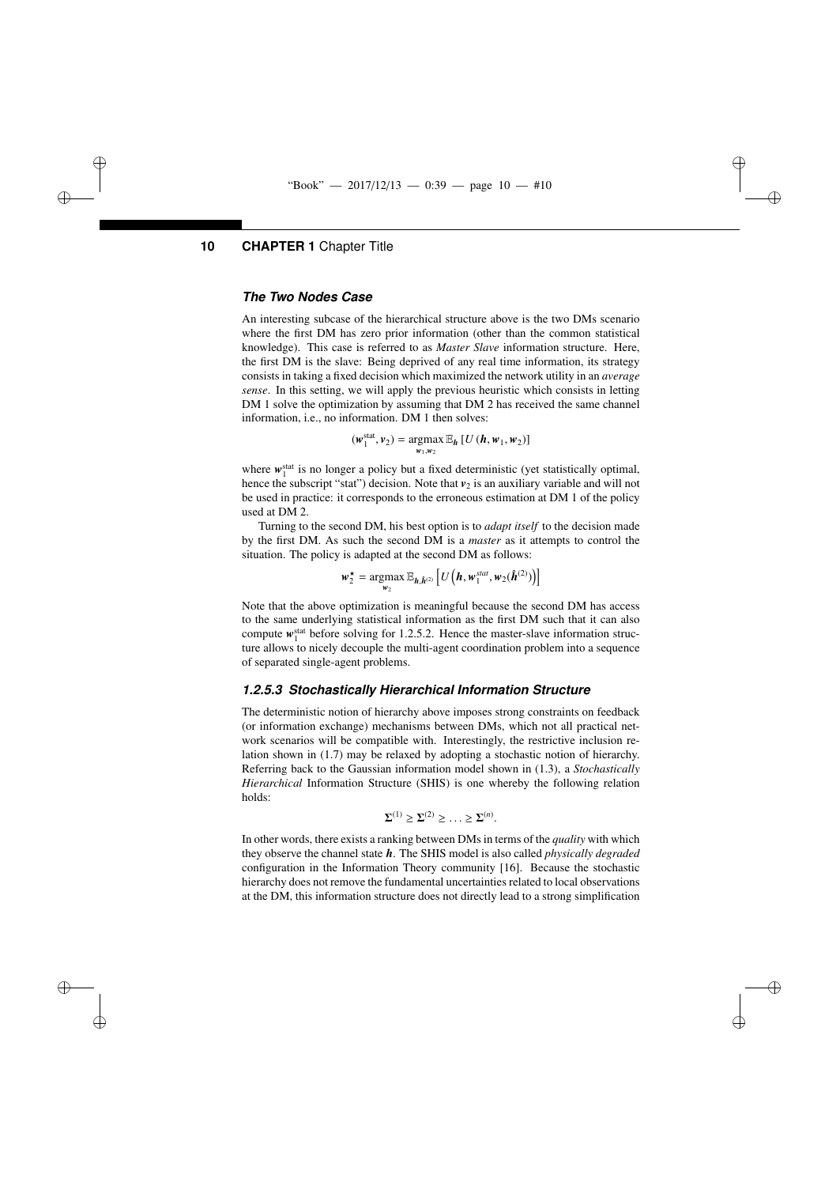### *The Two Nodes Case*

An interesting subcase of the hierarchical structure above is the two DMs scenario where the first DM has zero prior information (other than the common statistical knowledge). This case is referred to as *Master Slave* information structure. Here, the first DM is the slave: Being deprived of any real time information, its strategy consists in taking a fixed decision which maximized the network utility in an *average sense*. In this setting, we will apply the previous heuristic which consists in letting DM 1 solve the optimization by assuming that DM 2 has received the same channel information, i.e., no information. DM 1 then solves:

$$(\boldsymbol{w}_1^{\text{stat}}, \boldsymbol{v}_2) = \underset{\boldsymbol{w}_1, \boldsymbol{w}_2}{\operatorname{argmax}} \, \mathbb{E}_{\boldsymbol{h}} \left[ U\left(\boldsymbol{h}, \boldsymbol{w}_1, \boldsymbol{w}_2\right) \right]$$

where $\boldsymbol{w}_1^{\text{stat}}$ is no longer a policy but a fixed deterministic (yet statistically optimal, hence the subscript "stat") decision. Note that $\boldsymbol{v}_2$ is an auxiliary variable and will not be used in practice: it corresponds to the erroneous estimation at DM 1 of the policy used at DM 2.

Turning to the second DM, his best option is to *adapt itself* to the decision made by the first DM. As such the second DM is a *master* as it attempts to control the situation. The policy is adapted at the second DM as follows:

$$\boldsymbol{w}_2^{\star} = \underset{\boldsymbol{w}_2}{\operatorname{argmax}} \, \mathbb{E}_{\boldsymbol{h}, \hat{\boldsymbol{h}}^{(2)}} \left[ U\left(\boldsymbol{h}, \boldsymbol{w}_1^{stat}, \boldsymbol{w}_2(\hat{\boldsymbol{h}}^{(2)})\right) \right]$$

Note that the above optimization is meaningful because the second DM has access to the same underlying statistical information as the first DM such that it can also compute $\boldsymbol{w}_1^{\text{stat}}$ before solving for 1.2.5.2. Hence the master-slave information structure allows to nicely decouple the multi-agent coordination problem into a sequence of separated single-agent problems.

### *1.2.5.3 Stochastically Hierarchical Information Structure*

The deterministic notion of hierarchy above imposes strong constraints on feedback (or information exchange) mechanisms between DMs, which not all practical network scenarios will be compatible with. Interestingly, the restrictive inclusion relation shown in (1.7) may be relaxed by adopting a stochastic notion of hierarchy. Referring back to the Gaussian information model shown in (1.3), a *Stochastically Hierarchical* Information Structure (SHIS) is one whereby the following relation holds:

$$\boldsymbol{\Sigma}^{(1)} \geq \boldsymbol{\Sigma}^{(2)} \geq \ldots \geq \boldsymbol{\Sigma}^{(n)}.$$

In other words, there exists a ranking between DMs in terms of the *quality* with which they observe the channel state $\boldsymbol{h}$. The SHIS model is also called *physically degraded* configuration in the Information Theory community [16]. Because the stochastic hierarchy does not remove the fundamental uncertainties related to local observations at the DM, this information structure does not directly lead to a strong simplification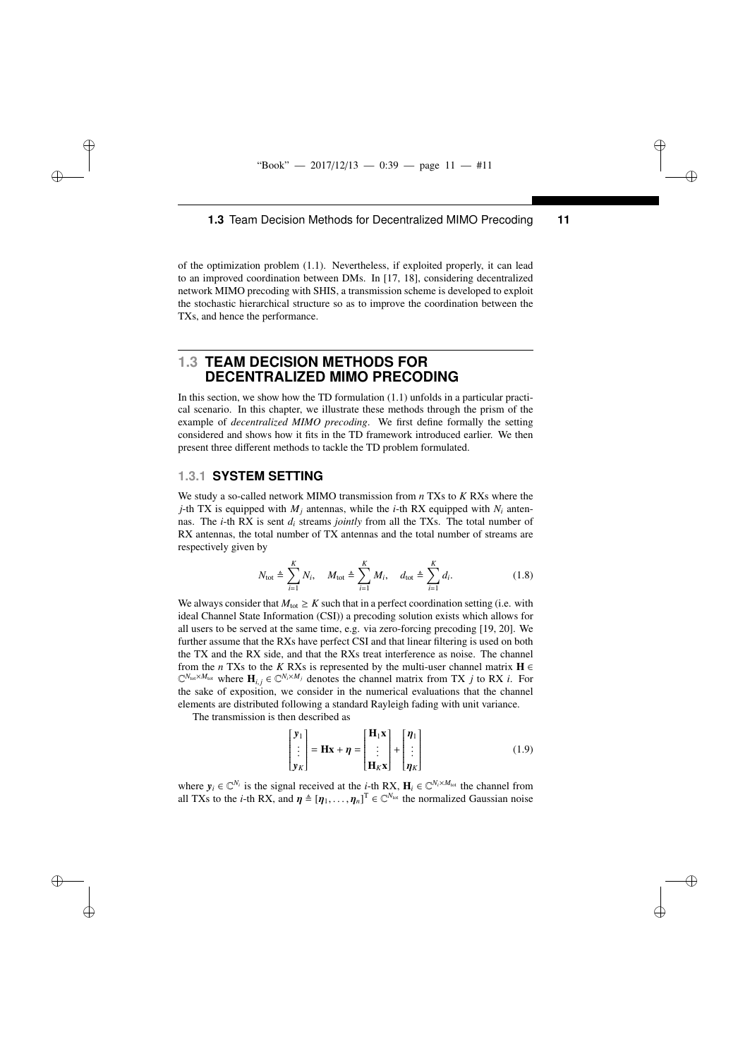of the optimization problem (1.1). Nevertheless, if exploited properly, it can lead to an improved coordination between DMs. In [17, 18], considering decentralized network MIMO precoding with SHIS, a transmission scheme is developed to exploit the stochastic hierarchical structure so as to improve the coordination between the TXs, and hence the performance.

## 1.3 TEAM DECISION METHODS FOR DECENTRALIZED MIMO PRECODING

In this section, we show how the TD formulation (1.1) unfolds in a particular practical scenario. In this chapter, we illustrate these methods through the prism of the example of *decentralized MIMO precoding*. We first define formally the setting considered and shows how it fits in the TD framework introduced earlier. We then present three different methods to tackle the TD problem formulated.

### 1.3.1 SYSTEM SETTING

We study a so-called network MIMO transmission from $n$ TXs to $K$ RXs where the $j$-th TX is equipped with $M_j$ antennas, while the $i$-th RX equipped with $N_i$ antennas. The $i$-th RX is sent $d_i$ streams *jointly* from all the TXs. The total number of RX antennas, the total number of TX antennas and the total number of streams are respectively given by

$$N_{\text{tot}} \triangleq \sum_{i=1}^{K} N_i, \quad M_{\text{tot}} \triangleq \sum_{i=1}^{K} M_i, \quad d_{\text{tot}} \triangleq \sum_{i=1}^{K} d_i. \tag{1.8}$$

We always consider that $M_{\text{tot}} \geq K$ such that in a perfect coordination setting (i.e. with ideal Channel State Information (CSI)) a precoding solution exists which allows for all users to be served at the same time, e.g. via zero-forcing precoding [19, 20]. We further assume that the RXs have perfect CSI and that linear filtering is used on both the TX and the RX side, and that the RXs treat interference as noise. The channel from the $n$ TXs to the $K$ RXs is represented by the multi-user channel matrix $\mathbf{H} \in \mathbb{C}^{N_{\text{tot}} \times M_{\text{tot}}}$ where $\mathbf{H}_{i,j} \in \mathbb{C}^{N_i \times M_j}$ denotes the channel matrix from TX $j$ to RX $i$. For the sake of exposition, we consider in the numerical evaluations that the channel elements are distributed following a standard Rayleigh fading with unit variance.

The transmission is then described as

$$\begin{bmatrix} \boldsymbol{y}_1 \\ \vdots \\ \boldsymbol{y}_K \end{bmatrix} = \mathbf{H}\mathbf{x} + \boldsymbol{\eta} = \begin{bmatrix} \mathbf{H}_1 \mathbf{x} \\ \vdots \\ \mathbf{H}_K \mathbf{x} \end{bmatrix} + \begin{bmatrix} \boldsymbol{\eta}_1 \\ \vdots \\ \boldsymbol{\eta}_K \end{bmatrix} \tag{1.9}$$

where $\boldsymbol{y}_i \in \mathbb{C}^{N_i}$ is the signal received at the $i$-th RX, $\mathbf{H}_i \in \mathbb{C}^{N_i \times M_{\text{tot}}}$ the channel from all TXs to the $i$-th RX, and $\boldsymbol{\eta} \triangleq [\boldsymbol{\eta}_1, \ldots, \boldsymbol{\eta}_n]^{\text{T}} \in \mathbb{C}^{N_{\text{tot}}}$ the normalized Gaussian noise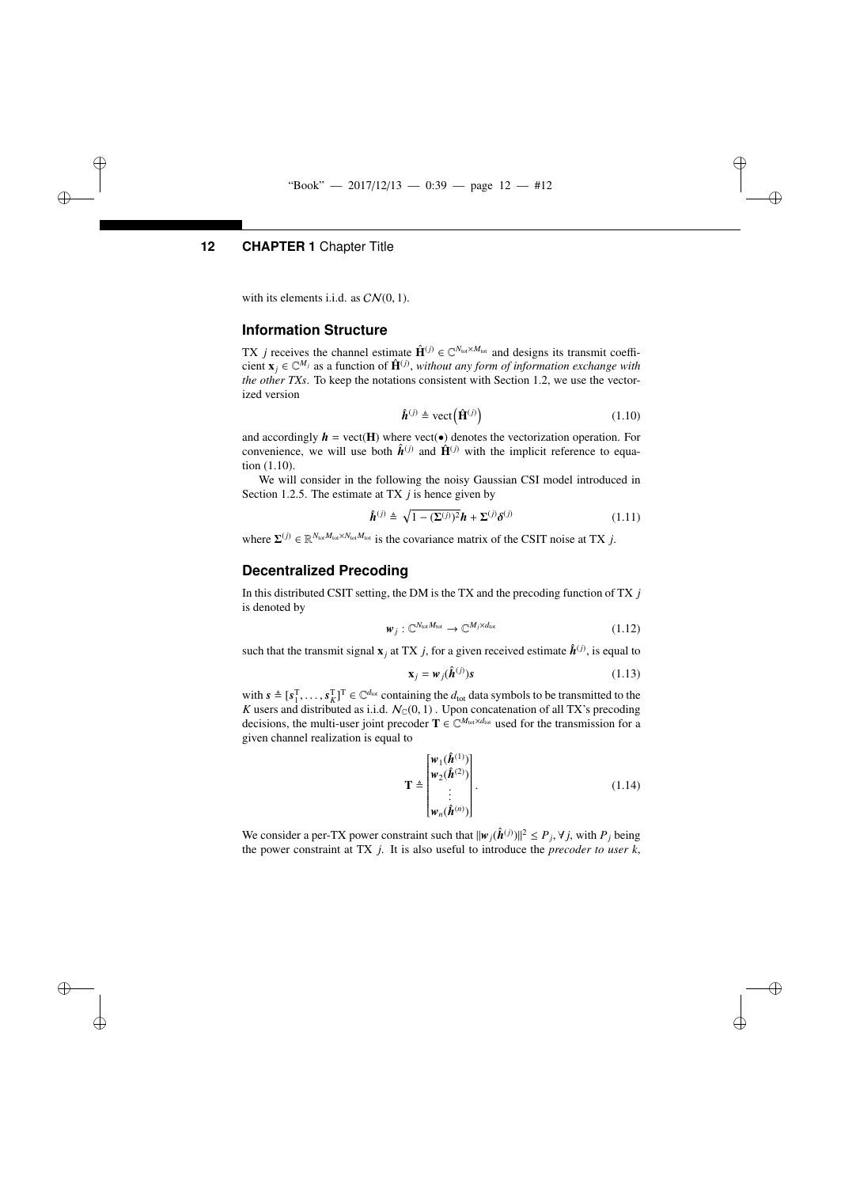with its elements i.i.d. as $\mathcal{CN}(0, 1)$.

## Information Structure

TX $j$ receives the channel estimate $\hat{\mathbf{H}}^{(j)} \in \mathbb{C}^{N_{\text{tot}} \times M_{\text{tot}}}$ and designs its transmit coefficient $\mathbf{x}_j \in \mathbb{C}^{M_j}$ as a function of $\hat{\mathbf{H}}^{(j)}$, *without any form of information exchange with the other TXs*. To keep the notations consistent with Section 1.2, we use the vectorized version

$$\hat{\boldsymbol{h}}^{(j)} \triangleq \text{vect}\left(\hat{\mathbf{H}}^{(j)}\right) \tag{1.10}$$

and accordingly $\boldsymbol{h} = \text{vect}(\mathbf{H})$ where $\text{vect}(\bullet)$ denotes the vectorization operation. For convenience, we will use both $\hat{\boldsymbol{h}}^{(j)}$ and $\hat{\mathbf{H}}^{(j)}$ with the implicit reference to equation (1.10).

We will consider in the following the noisy Gaussian CSI model introduced in Section 1.2.5. The estimate at TX $j$ is hence given by

$$\hat{\boldsymbol{h}}^{(j)} \triangleq \sqrt{1 - (\boldsymbol{\Sigma}^{(j)})^2}\boldsymbol{h} + \boldsymbol{\Sigma}^{(j)}\boldsymbol{\delta}^{(j)} \tag{1.11}$$

where $\boldsymbol{\Sigma}^{(j)} \in \mathbb{R}^{N_{\text{tot}}M_{\text{tot}} \times N_{\text{tot}}M_{\text{tot}}}$ is the covariance matrix of the CSIT noise at TX $j$.

## Decentralized Precoding

In this distributed CSIT setting, the DM is the TX and the precoding function of TX $j$ is denoted by

$$\boldsymbol{w}_j : \mathbb{C}^{N_{\text{tot}}M_{\text{tot}}} \rightarrow \mathbb{C}^{M_j \times d_{\text{tot}}} \tag{1.12}$$

such that the transmit signal $\mathbf{x}_j$ at TX $j$, for a given received estimate $\hat{\boldsymbol{h}}^{(j)}$, is equal to

$$\mathbf{x}_j = \boldsymbol{w}_j(\hat{\boldsymbol{h}}^{(j)})\boldsymbol{s} \tag{1.13}$$

with $\boldsymbol{s} \triangleq [\boldsymbol{s}_1^{\text{T}}, \ldots, \boldsymbol{s}_K^{\text{T}}]^{\text{T}} \in \mathbb{C}^{d_{\text{tot}}}$ containing the $d_{\text{tot}}$ data symbols to be transmitted to the $K$ users and distributed as i.i.d. $\mathcal{N}_{\mathbb{C}}(0, 1)$ . Upon concatenation of all TX's precoding decisions, the multi-user joint precoder $\mathbf{T} \in \mathbb{C}^{M_{\text{tot}} \times d_{\text{tot}}}$ used for the transmission for a given channel realization is equal to

$$\mathbf{T} \triangleq \begin{bmatrix} \boldsymbol{w}_1(\hat{\boldsymbol{h}}^{(1)}) \\ \boldsymbol{w}_2(\hat{\boldsymbol{h}}^{(2)}) \\ \vdots \\ \boldsymbol{w}_n(\hat{\boldsymbol{h}}^{(n)}) \end{bmatrix}. \tag{1.14}$$

We consider a per-TX power constraint such that $\|\boldsymbol{w}_j(\hat{\boldsymbol{h}}^{(j)})\|^2 \leq P_j, \forall j$, with $P_j$ being the power constraint at TX $j$. It is also useful to introduce the *precoder to user $k$*,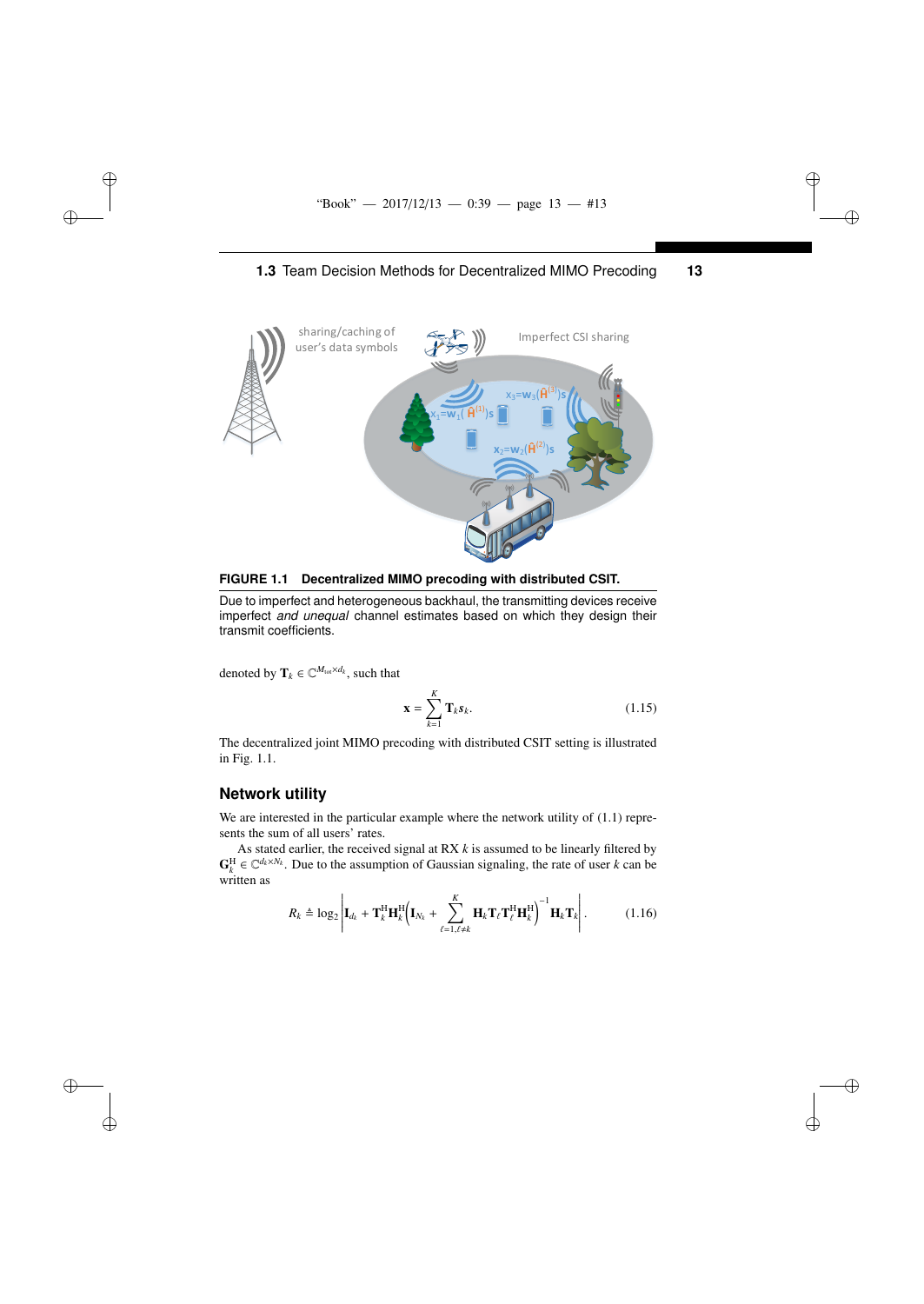**FIGURE 1.1 Decentralized MIMO precoding with distributed CSIT.**

Due to imperfect and heterogeneous backhaul, the transmitting devices receive imperfect *and unequal* channel estimates based on which they design their transmit coefficients.

denoted by $\mathbf{T}_k \in \mathbb{C}^{M_{\text{tot}} \times d_k}$, such that

$$\mathbf{x} = \sum_{k=1}^{K} \mathbf{T}_k \boldsymbol{s}_k. \tag{1.15}$$

The decentralized joint MIMO precoding with distributed CSIT setting is illustrated in Fig. 1.1.

## Network utility

We are interested in the particular example where the network utility of (1.1) represents the sum of all users' rates.

As stated earlier, the received signal at RX $k$ is assumed to be linearly filtered by $\mathbf{G}_k^{\text{H}} \in \mathbb{C}^{d_k \times N_k}$. Due to the assumption of Gaussian signaling, the rate of user $k$ can be written as

$$R_k \triangleq \log_2 \left| \mathbf{I}_{d_k} + \mathbf{T}_k^{\text{H}} \mathbf{H}_k^{\text{H}} \left( \mathbf{I}_{N_k} + \sum_{\ell=1, \ell \neq k}^{K} \mathbf{H}_k \mathbf{T}_\ell \mathbf{T}_\ell^{\text{H}} \mathbf{H}_k^{\text{H}} \right)^{-1} \mathbf{H}_k \mathbf{T}_k \right|. \tag{1.16}$$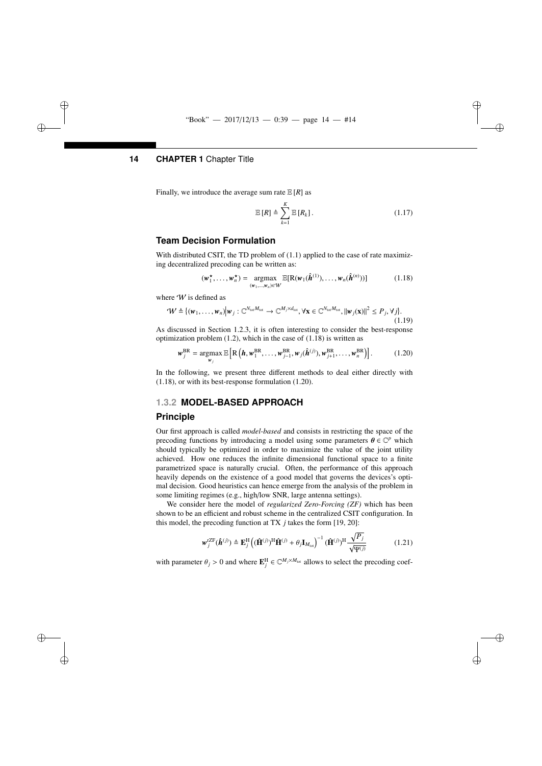Finally, we introduce the average sum rate $\mathbb{E}[R]$ as

$$\mathbb{E}[R] \triangleq \sum_{k=1}^{K} \mathbb{E}[R_k]. \tag{1.17}$$

## Team Decision Formulation

With distributed CSIT, the TD problem of (1.1) applied to the case of rate maximizing decentralized precoding can be written as:

$$(\boldsymbol{w}_1^\star, \ldots, \boldsymbol{w}_n^\star) = \underset{(\boldsymbol{w}_1,\ldots,\boldsymbol{w}_n)\in\mathcal{W}}{\operatorname{argmax}} \ \mathbb{E}[\mathrm{R}(\boldsymbol{w}_1(\hat{\boldsymbol{h}}^{(1)}), \ldots, \boldsymbol{w}_n(\hat{\boldsymbol{h}}^{(n)}))] \tag{1.18}$$

where $\mathcal{W}$ is defined as

$$\mathcal{W} \triangleq \{(\boldsymbol{w}_1, \ldots, \boldsymbol{w}_n) \big| \boldsymbol{w}_j : \mathbb{C}^{N_{\text{tot}}M_{\text{tot}}} \to \mathbb{C}^{M_j \times d_{\text{tot}}}, \forall \mathbf{x} \in \mathbb{C}^{N_{\text{tot}}M_{\text{tot}}}, \|\boldsymbol{w}_j(\mathbf{x})\|^2 \leq P_j, \forall j\}. \tag{1.19}$$

As discussed in Section 1.2.3, it is often interesting to consider the best-response optimization problem (1.2), which in the case of (1.18) is written as

$$\boldsymbol{w}_j^{\text{BR}} = \underset{\boldsymbol{w}_j}{\operatorname{argmax}} \, \mathbb{E}\left[\mathrm{R}\left(\boldsymbol{h}, \boldsymbol{w}_1^{\text{BR}}, \ldots, \boldsymbol{w}_{j-1}^{\text{BR}}, \boldsymbol{w}_j(\hat{\boldsymbol{h}}^{(j)}), \boldsymbol{w}_{j+1}^{\text{BR}}, \ldots, \boldsymbol{w}_n^{\text{BR}}\right)\right]. \tag{1.20}$$

In the following, we present three different methods to deal either directly with (1.18), or with its best-response formulation (1.20).

### 1.3.2 MODEL-BASED APPROACH

## Principle

Our first approach is called *model-based* and consists in restricting the space of the precoding functions by introducing a model using some parameters $\boldsymbol{\theta} \in \mathbb{C}^p$ which should typically be optimized in order to maximize the value of the joint utility achieved. How one reduces the infinite dimensional functional space to a finite parametrized space is naturally crucial. Often, the performance of this approach heavily depends on the existence of a good model that governs the devices's optimal decision. Good heuristics can hence emerge from the analysis of the problem in some limiting regimes (e.g., high/low SNR, large antenna settings).

We consider here the model of *regularized Zero-Forcing (ZF)* which has been shown to be an efficient and robust scheme in the centralized CSIT configuration. In this model, the precoding function at TX $j$ takes the form [19, 20]:

$$\boldsymbol{w}_j^{\text{rZF}}(\hat{\boldsymbol{h}}^{(j)}) \triangleq \mathbf{E}_j^{\text{H}}\left((\hat{\mathbf{H}}^{(j)})^{\text{H}}\hat{\mathbf{H}}^{(j)} + \theta_j \mathbf{I}_{M_{\text{tot}}}\right)^{-1} (\hat{\mathbf{H}}^{(j)})^{\text{H}} \frac{\sqrt{P_j}}{\sqrt{\Psi^{(j)}}} \tag{1.21}$$

with parameter $\theta_j > 0$ and where $\mathbf{E}_j^{\text{H}} \in \mathbb{C}^{M_j \times M_{\text{tot}}}$ allows to select the precoding coef-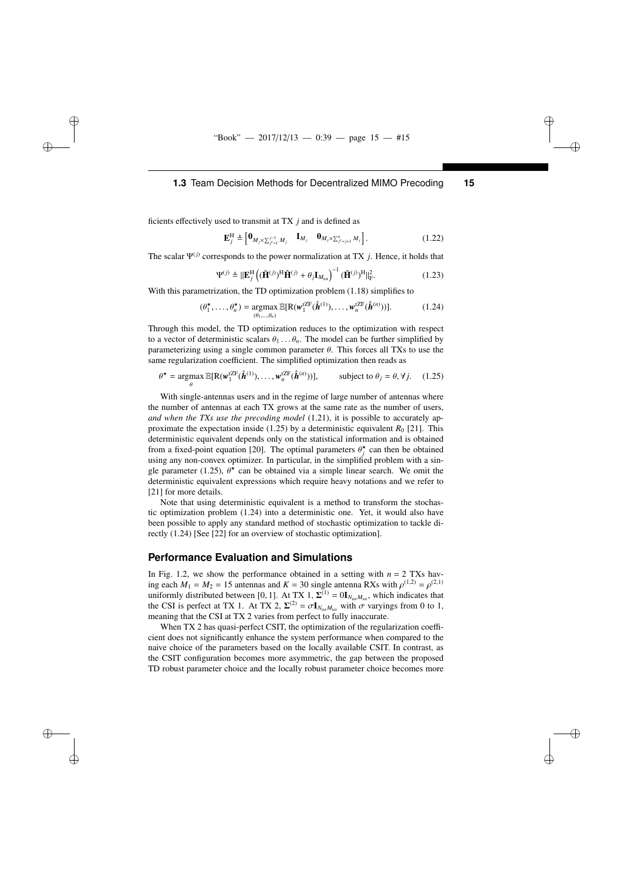ficients effectively used to transmit at TX $j$ and is defined as

$$\mathbf{E}_j^{\mathrm{H}} \triangleq \begin{bmatrix} \mathbf{0}_{M_j \times \sum_{j'=1}^{j-1} M_j} & \mathbf{I}_{M_j} & \mathbf{0}_{M_j \times \sum_{j'=j+1}^{n} M_j} \end{bmatrix}. \tag{1.22}$$

The scalar $\Psi^{(j)}$ corresponds to the power normalization at TX $j$. Hence, it holds that

$$\Psi^{(j)} \triangleq \|\mathbf{E}_j^{\mathrm{H}} \left( (\hat{\mathbf{H}}^{(j)})^{\mathrm{H}} \hat{\mathbf{H}}^{(j)} + \theta_j \mathbf{I}_{M_{\mathrm{tot}}} \right)^{-1} (\hat{\mathbf{H}}^{(j)})^{\mathrm{H}} \|_{\mathrm{F}}^2. \tag{1.23}$$

With this parametrization, the TD optimization problem (1.18) simplifies to

$$(\theta_1^\star, \ldots, \theta_n^\star) = \underset{(\theta_1,\ldots,\theta_n)}{\operatorname{argmax}} \, \mathbb{E}[\mathrm{R}(\boldsymbol{w}_1^{\mathrm{rZF}}(\hat{\boldsymbol{h}}^{(1)}), \ldots, \boldsymbol{w}_n^{\mathrm{rZF}}(\hat{\boldsymbol{h}}^{(n)}))]. \tag{1.24}$$

Through this model, the TD optimization reduces to the optimization with respect to a vector of deterministic scalars $\theta_1 \ldots \theta_n$. The model can be further simplified by parameterizing using a single common parameter $\theta$. This forces all TXs to use the same regularization coefficient. The simplified optimization then reads as

$$\theta^\star = \underset{\theta}{\operatorname{argmax}} \, \mathbb{E}[\mathrm{R}(\boldsymbol{w}_1^{\mathrm{rZF}}(\hat{\boldsymbol{h}}^{(1)}), \ldots, \boldsymbol{w}_n^{\mathrm{rZF}}(\hat{\boldsymbol{h}}^{(n)}))], \qquad \text{subject to } \theta_j = \theta, \forall j. \tag{1.25}$$

With single-antennas users and in the regime of large number of antennas where the number of antennas at each TX grows at the same rate as the number of users, *and when the TXs use the precoding model* (1.21), it is possible to accurately approximate the expectation inside (1.25) by a deterministic equivalent $R_0$ [21]. This deterministic equivalent depends only on the statistical information and is obtained from a fixed-point equation [20]. The optimal parameters $\theta_j^\star$ can then be obtained using any non-convex optimizer. In particular, in the simplified problem with a single parameter (1.25), $\theta^\star$ can be obtained via a simple linear search. We omit the deterministic equivalent expressions which require heavy notations and we refer to [21] for more details.

Note that using deterministic equivalent is a method to transform the stochastic optimization problem (1.24) into a deterministic one. Yet, it would also have been possible to apply any standard method of stochastic optimization to tackle directly (1.24) [See [22] for an overview of stochastic optimization].

### Performance Evaluation and Simulations

In Fig. 1.2, we show the performance obtained in a setting with $n = 2$ TXs having each $M_1 = M_2 = 15$ antennas and $K = 30$ single antenna RXs with $\rho^{(1,2)} = \rho^{(2,1)}$ uniformly distributed between [0, 1]. At TX 1, $\boldsymbol{\Sigma}^{(1)} = 0\mathbf{I}_{N_{\mathrm{tot}}M_{\mathrm{tot}}}$, which indicates that the CSI is perfect at TX 1. At TX 2, $\boldsymbol{\Sigma}^{(2)} = \sigma \mathbf{I}_{N_{\mathrm{tot}}M_{\mathrm{tot}}}$ with $\sigma$ varyings from 0 to 1, meaning that the CSI at TX 2 varies from perfect to fully inaccurate.

When TX 2 has quasi-perfect CSIT, the optimization of the regularization coefficient does not significantly enhance the system performance when compared to the naive choice of the parameters based on the locally available CSIT. In contrast, as the CSIT configuration becomes more asymmetric, the gap between the proposed TD robust parameter choice and the locally robust parameter choice becomes more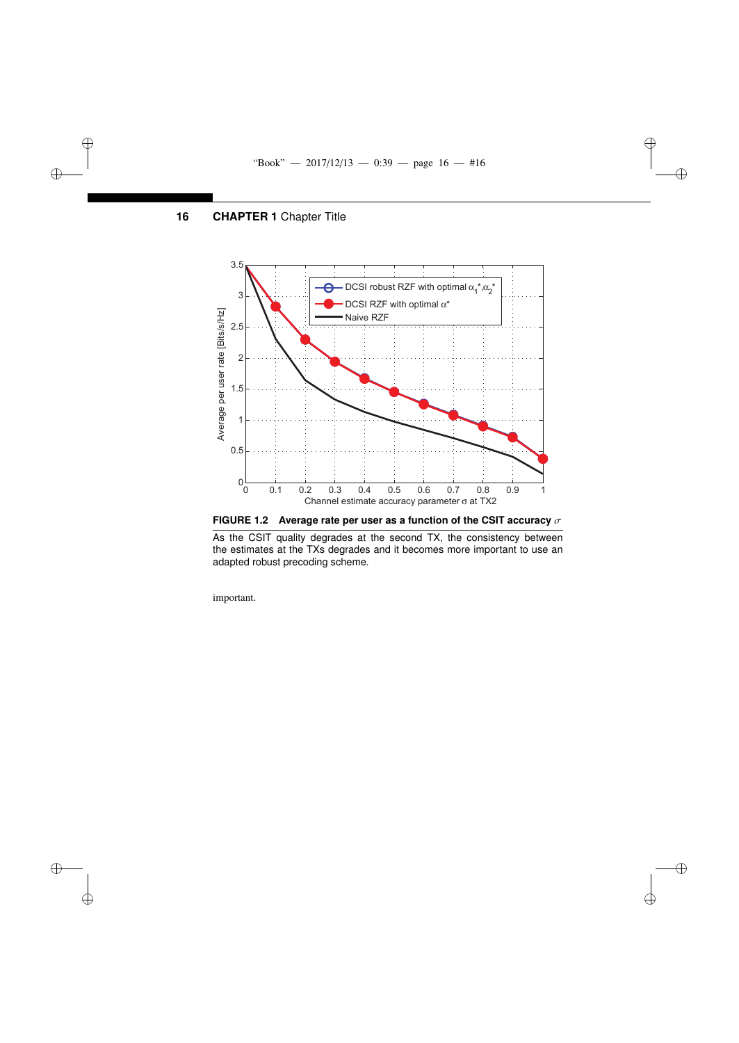**FIGURE 1.2 Average rate per user as a function of the CSIT accuracy $\sigma$**

As the CSIT quality degrades at the second TX, the consistency between the estimates at the TXs degrades and it becomes more important to use an adapted robust precoding scheme.

important.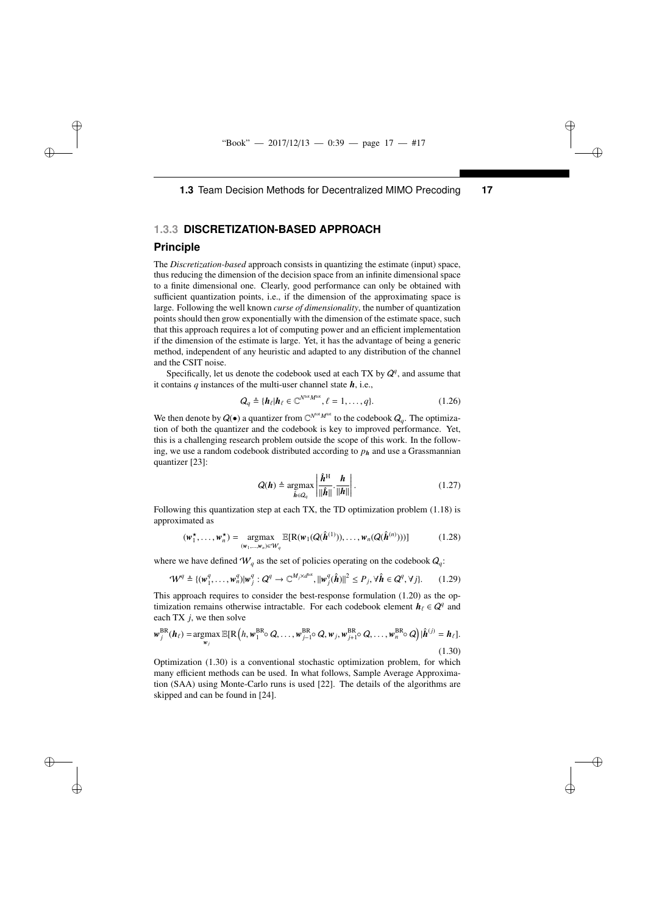### 1.3.3 DISCRETIZATION-BASED APPROACH

#### Principle

The *Discretization-based* approach consists in quantizing the estimate (input) space, thus reducing the dimension of the decision space from an infinite dimensional space to a finite dimensional one. Clearly, good performance can only be obtained with sufficient quantization points, i.e., if the dimension of the approximating space is large. Following the well known *curse of dimensionality*, the number of quantization points should then grow exponentially with the dimension of the estimate space, such that this approach requires a lot of computing power and an efficient implementation if the dimension of the estimate is large. Yet, it has the advantage of being a generic method, independent of any heuristic and adapted to any distribution of the channel and the CSIT noise.

Specifically, let us denote the codebook used at each TX by $\mathcal{Q}^q$, and assume that it contains $q$ instances of the multi-user channel state $\boldsymbol{h}$, i.e.,

$$\mathcal{Q}_q \triangleq \{\boldsymbol{h}_\ell | \boldsymbol{h}_\ell \in \mathbb{C}^{N^{\text{tot}} M^{\text{tot}}}, \ell = 1, \ldots, q\}. \tag{1.26}$$

We then denote by $\mathcal{Q}(\bullet)$ a quantizer from $\mathbb{C}^{N^{\text{tot}} M^{\text{tot}}}$ to the codebook $\mathcal{Q}_q$. The optimization of both the quantizer and the codebook is key to improved performance. Yet, this is a challenging research problem outside the scope of this work. In the following, we use a random codebook distributed according to $p_{\boldsymbol{h}}$ and use a Grassmannian quantizer [23]:

$$\mathcal{Q}(\boldsymbol{h}) \triangleq \operatorname*{argmax}_{\hat{\boldsymbol{h}} \in \mathcal{Q}_q} \left| \frac{\hat{\boldsymbol{h}}^{\text{H}}}{\|\hat{\boldsymbol{h}}\|} \cdot \frac{\boldsymbol{h}}{\|\boldsymbol{h}\|} \right|. \tag{1.27}$$

Following this quantization step at each TX, the TD optimization problem (1.18) is approximated as

$$(\boldsymbol{w}_1^\star, \ldots, \boldsymbol{w}_n^\star) = \operatorname*{argmax}_{(\boldsymbol{w}_1, \ldots, \boldsymbol{w}_n) \in \mathcal{W}_q} \mathbb{E}[\mathrm{R}(\boldsymbol{w}_1(\mathcal{Q}(\hat{\boldsymbol{h}}^{(1)})), \ldots, \boldsymbol{w}_n(\mathcal{Q}(\hat{\boldsymbol{h}}^{(n)})))] \tag{1.28}$$

where we have defined $\mathcal{W}_q$ as the set of policies operating on the codebook $\mathcal{Q}_q$:

$$\mathcal{W}^q \triangleq \{(\boldsymbol{w}_1^q, \ldots, \boldsymbol{w}_n^q) | \boldsymbol{w}_j^q : \mathcal{Q}^q \to \mathbb{C}^{M_j \times d^{\text{tot}}}, \|\boldsymbol{w}_j^q(\hat{\boldsymbol{h}})\|^2 \leq P_j, \forall \hat{\boldsymbol{h}} \in \mathcal{Q}^q, \forall j\}. \tag{1.29}$$

This approach requires to consider the best-response formulation (1.20) as the optimization remains otherwise intractable. For each codebook element $\boldsymbol{h}_\ell \in \mathcal{Q}^q$ and each TX $j$, we then solve

$$\boldsymbol{w}_j^{\text{BR}}(\boldsymbol{h}_\ell) = \operatorname*{argmax}_{\boldsymbol{w}_j} \mathbb{E}[\mathrm{R}\left(h, \boldsymbol{w}_1^{\text{BR}} \circ \mathcal{Q}, \ldots, \boldsymbol{w}_{j-1}^{\text{BR}} \circ \mathcal{Q}, \boldsymbol{w}_j, \boldsymbol{w}_{j+1}^{\text{BR}} \circ \mathcal{Q}, \ldots, \boldsymbol{w}_n^{\text{BR}} \circ \mathcal{Q}\right) | \hat{\boldsymbol{h}}^{(j)} = \boldsymbol{h}_\ell]. \tag{1.30}$$

Optimization (1.30) is a conventional stochastic optimization problem, for which many efficient methods can be used. In what follows, Sample Average Approximation (SAA) using Monte-Carlo runs is used [22]. The details of the algorithms are skipped and can be found in [24].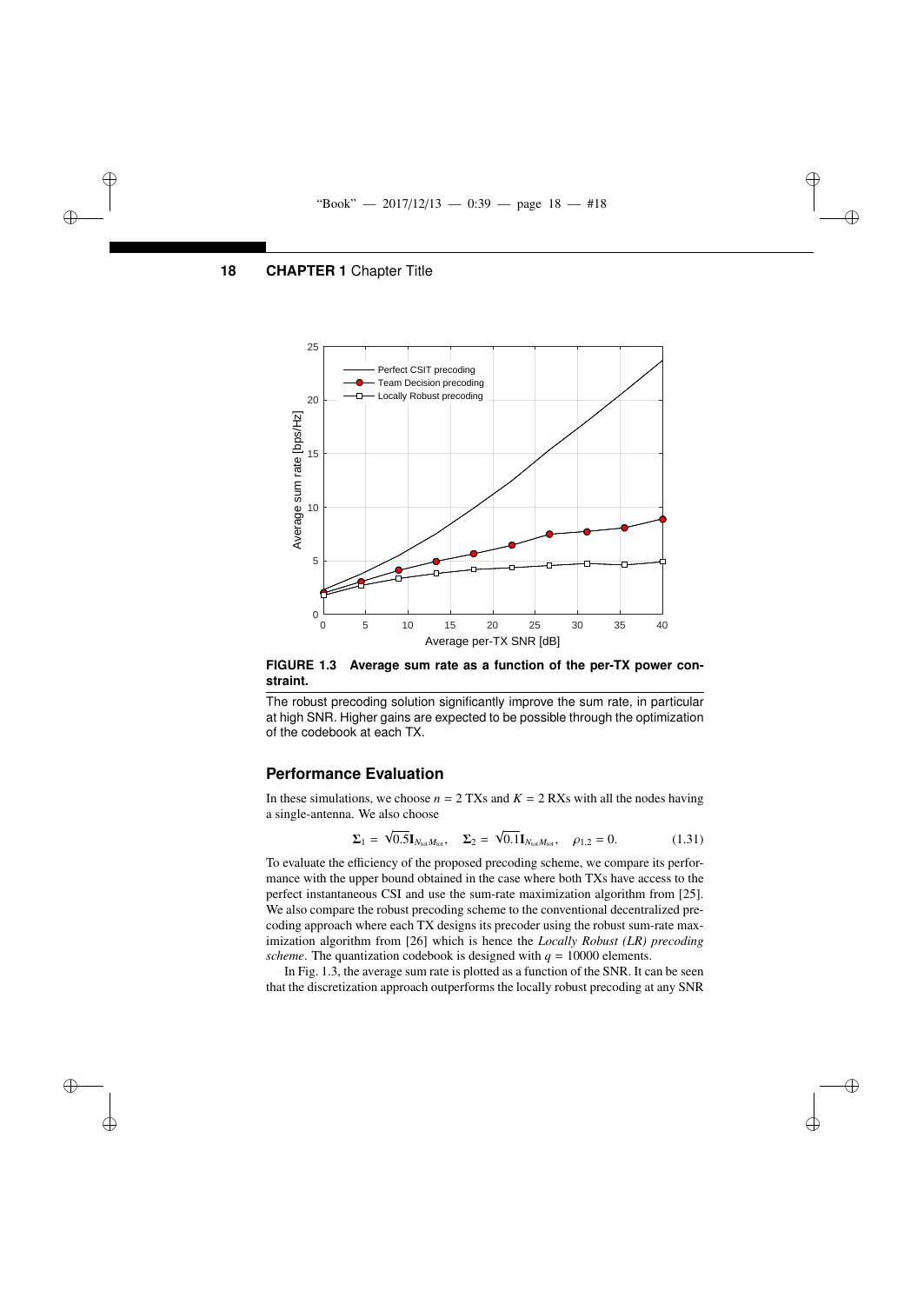**FIGURE 1.3 Average sum rate as a function of the per-TX power constraint.**

The robust precoding solution significantly improve the sum rate, in particular at high SNR. Higher gains are expected to be possible through the optimization of the codebook at each TX.

## Performance Evaluation

In these simulations, we choose $n = 2$ TXs and $K = 2$ RXs with all the nodes having a single-antenna. We also choose

$$\mathbf{\Sigma}_1 = \sqrt{0.5}\mathbf{I}_{N_{\text{tot}}M_{\text{tot}}}, \quad \mathbf{\Sigma}_2 = \sqrt{0.1}\mathbf{I}_{N_{\text{tot}}M_{\text{tot}}}, \quad \rho_{1,2} = 0. \tag{1.31}$$

To evaluate the efficiency of the proposed precoding scheme, we compare its performance with the upper bound obtained in the case where both TXs have access to the perfect instantaneous CSI and use the sum-rate maximization algorithm from [25]. We also compare the robust precoding scheme to the conventional decentralized precoding approach where each TX designs its precoder using the robust sum-rate maximization algorithm from [26] which is hence the *Locally Robust (LR) precoding scheme*. The quantization codebook is designed with $q = 10000$ elements.

In Fig. 1.3, the average sum rate is plotted as a function of the SNR. It can be seen that the discretization approach outperforms the locally robust precoding at any SNR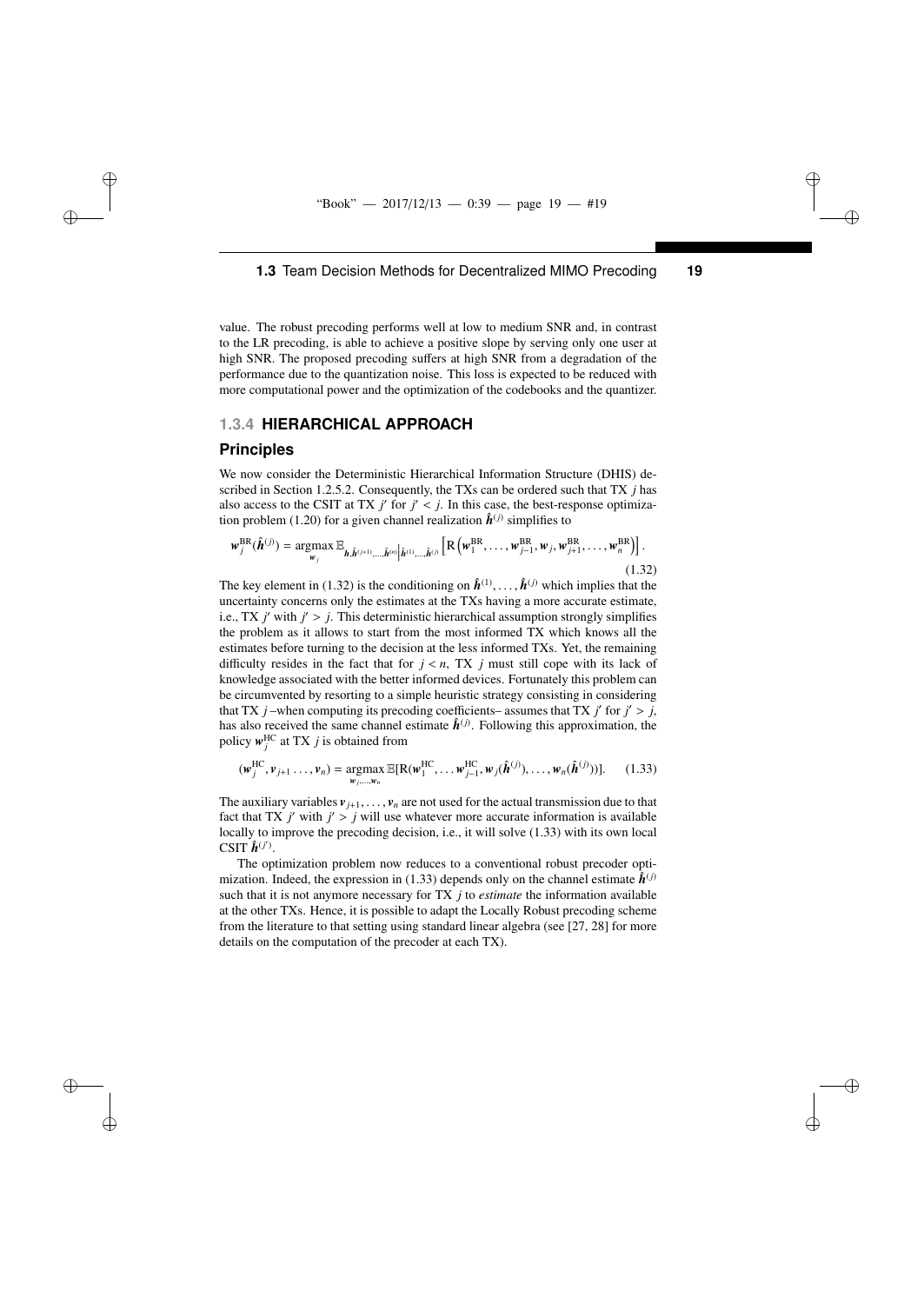value. The robust precoding performs well at low to medium SNR and, in contrast to the LR precoding, is able to achieve a positive slope by serving only one user at high SNR. The proposed precoding suffers at high SNR from a degradation of the performance due to the quantization noise. This loss is expected to be reduced with more computational power and the optimization of the codebooks and the quantizer.

### 1.3.4 HIERARCHICAL APPROACH

#### Principles

We now consider the Deterministic Hierarchical Information Structure (DHIS) described in Section 1.2.5.2. Consequently, the TXs can be ordered such that TX $j$ has also access to the CSIT at TX $j'$ for $j' < j$. In this case, the best-response optimization problem (1.20) for a given channel realization $\hat{\boldsymbol{h}}^{(j)}$ simplifies to

$$\boldsymbol{w}_j^{\mathrm{BR}}(\hat{\boldsymbol{h}}^{(j)}) = \operatorname*{argmax}_{\boldsymbol{w}_j} \mathbb{E}_{\boldsymbol{h},\hat{\boldsymbol{h}}^{(j+1)},\ldots,\hat{\boldsymbol{h}}^{(n)}\middle|\hat{\boldsymbol{h}}^{(1)},\ldots,\hat{\boldsymbol{h}}^{(j)}} \left[\mathrm{R}\left(\boldsymbol{w}_1^{\mathrm{BR}},\ldots,\boldsymbol{w}_{j-1}^{\mathrm{BR}},\boldsymbol{w}_j,\boldsymbol{w}_{j+1}^{\mathrm{BR}},\ldots,\boldsymbol{w}_n^{\mathrm{BR}}\right)\right]. \tag{1.32}$$

The key element in (1.32) is the conditioning on $\hat{\boldsymbol{h}}^{(1)},\ldots,\hat{\boldsymbol{h}}^{(j)}$ which implies that the uncertainty concerns only the estimates at the TXs having a more accurate estimate, i.e., TX $j'$ with $j' > j$. This deterministic hierarchical assumption strongly simplifies the problem as it allows to start from the most informed TX which knows all the estimates before turning to the decision at the less informed TXs. Yet, the remaining difficulty resides in the fact that for $j < n$, TX $j$ must still cope with its lack of knowledge associated with the better informed devices. Fortunately this problem can be circumvented by resorting to a simple heuristic strategy consisting in considering that TX $j$ –when computing its precoding coefficients– assumes that TX $j'$ for $j' > j$, has also received the same channel estimate $\hat{\boldsymbol{h}}^{(j)}$. Following this approximation, the policy $\boldsymbol{w}_j^{\mathrm{HC}}$ at TX $j$ is obtained from

$$(\boldsymbol{w}_j^{\mathrm{HC}},\boldsymbol{v}_{j+1}\ldots,\boldsymbol{v}_n) = \operatorname*{argmax}_{\boldsymbol{w}_j,\ldots,\boldsymbol{w}_n} \mathbb{E}[\mathrm{R}(\boldsymbol{w}_1^{\mathrm{HC}},\ldots\boldsymbol{w}_{j-1}^{\mathrm{HC}},\boldsymbol{w}_j(\hat{\boldsymbol{h}}^{(j)}),\ldots,\boldsymbol{w}_n(\hat{\boldsymbol{h}}^{(j)}))]. \tag{1.33}$$

The auxiliary variables $\boldsymbol{v}_{j+1},\ldots,\boldsymbol{v}_n$ are not used for the actual transmission due to that fact that TX $j'$ with $j' > j$ will use whatever more accurate information is available locally to improve the precoding decision, i.e., it will solve (1.33) with its own local CSIT $\hat{\boldsymbol{h}}^{(j')}$.

The optimization problem now reduces to a conventional robust precoder optimization. Indeed, the expression in (1.33) depends only on the channel estimate $\hat{\boldsymbol{h}}^{(j)}$ such that it is not anymore necessary for TX $j$ to *estimate* the information available at the other TXs. Hence, it is possible to adapt the Locally Robust precoding scheme from the literature to that setting using standard linear algebra (see [27, 28] for more details on the computation of the precoder at each TX).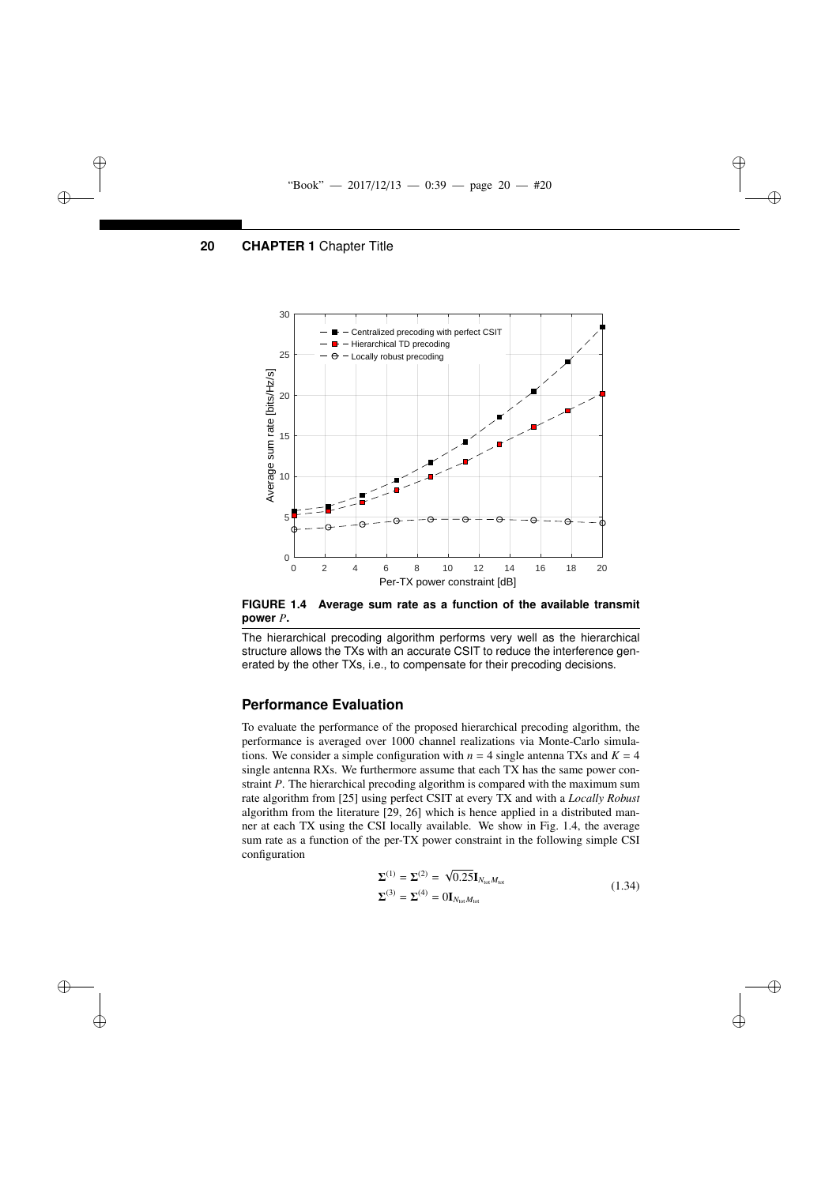**FIGURE 1.4 Average sum rate as a function of the available transmit power $P$.**

The hierarchical precoding algorithm performs very well as the hierarchical structure allows the TXs with an accurate CSIT to reduce the interference generated by the other TXs, i.e., to compensate for their precoding decisions.

## Performance Evaluation

To evaluate the performance of the proposed hierarchical precoding algorithm, the performance is averaged over 1000 channel realizations via Monte-Carlo simulations. We consider a simple configuration with $n = 4$ single antenna TXs and $K = 4$ single antenna RXs. We furthermore assume that each TX has the same power constraint $P$. The hierarchical precoding algorithm is compared with the maximum sum rate algorithm from [25] using perfect CSIT at every TX and with a *Locally Robust* algorithm from the literature [29, 26] which is hence applied in a distributed manner at each TX using the CSI locally available. We show in Fig. 1.4, the average sum rate as a function of the per-TX power constraint in the following simple CSI configuration

$$
\begin{aligned}
\mathbf{\Sigma}^{(1)} &= \mathbf{\Sigma}^{(2)} = \sqrt{0.25}\mathbf{I}_{N_{\text{tot}}M_{\text{tot}}} \\
\mathbf{\Sigma}^{(3)} &= \mathbf{\Sigma}^{(4)} = 0\mathbf{I}_{N_{\text{tot}}M_{\text{tot}}}
\end{aligned}
\tag{1.34}
$$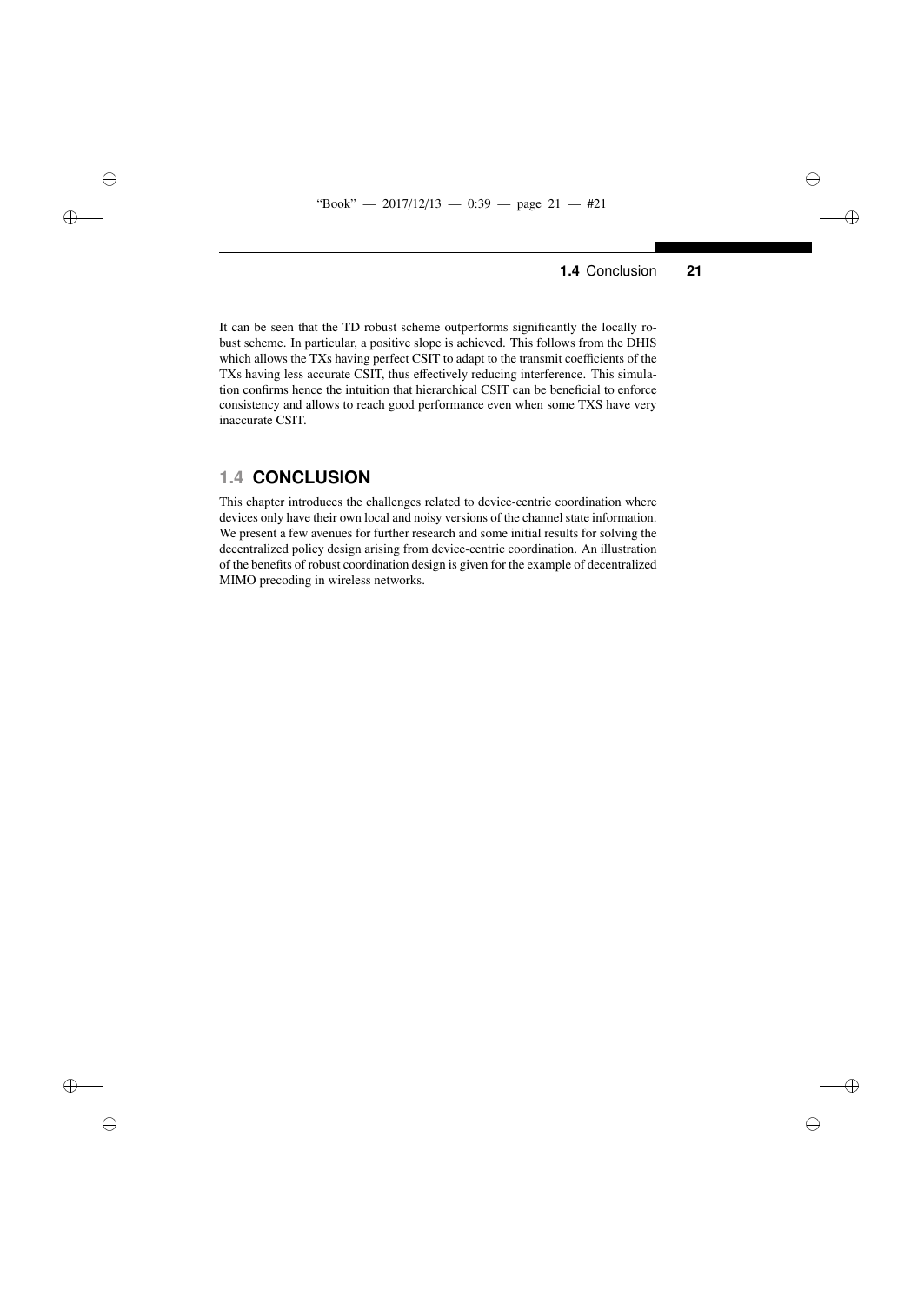It can be seen that the TD robust scheme outperforms significantly the locally robust scheme. In particular, a positive slope is achieved. This follows from the DHIS which allows the TXs having perfect CSIT to adapt to the transmit coefficients of the TXs having less accurate CSIT, thus effectively reducing interference. This simulation confirms hence the intuition that hierarchical CSIT can be beneficial to enforce consistency and allows to reach good performance even when some TXS have very inaccurate CSIT.

## 1.4 CONCLUSION

This chapter introduces the challenges related to device-centric coordination where devices only have their own local and noisy versions of the channel state information. We present a few avenues for further research and some initial results for solving the decentralized policy design arising from device-centric coordination. An illustration of the benefits of robust coordination design is given for the example of decentralized MIMO precoding in wireless networks.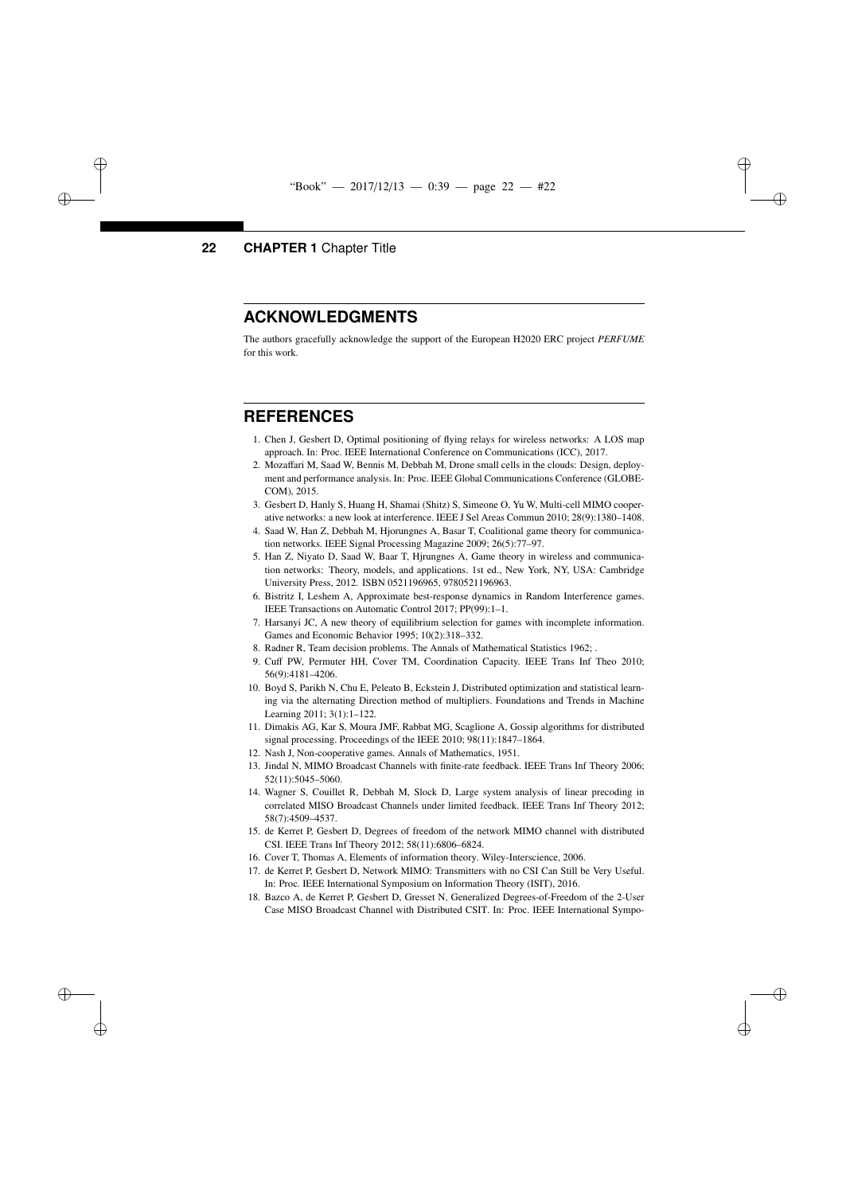## ACKNOWLEDGMENTS

The authors gracefully acknowledge the support of the European H2020 ERC project *PERFUME* for this work.

## REFERENCES

1. Chen J, Gesbert D, Optimal positioning of flying relays for wireless networks: A LOS map approach. In: Proc. IEEE International Conference on Communications (ICC), 2017.
2. Mozaffari M, Saad W, Bennis M, Debbah M, Drone small cells in the clouds: Design, deployment and performance analysis. In: Proc. IEEE Global Communications Conference (GLOBECOM), 2015.
3. Gesbert D, Hanly S, Huang H, Shamai (Shitz) S, Simeone O, Yu W, Multi-cell MIMO cooperative networks: a new look at interference. IEEE J Sel Areas Commun 2010; 28(9):1380–1408.
4. Saad W, Han Z, Debbah M, Hjorungnes A, Basar T, Coalitional game theory for communication networks. IEEE Signal Processing Magazine 2009; 26(5):77–97.
5. Han Z, Niyato D, Saad W, Baar T, Hjrungnes A, Game theory in wireless and communication networks: Theory, models, and applications. 1st ed., New York, NY, USA: Cambridge University Press, 2012. ISBN 0521196965, 9780521196963.
6. Bistritz I, Leshem A, Approximate best-response dynamics in Random Interference games. IEEE Transactions on Automatic Control 2017; PP(99):1–1.
7. Harsanyi JC, A new theory of equilibrium selection for games with incomplete information. Games and Economic Behavior 1995; 10(2):318–332.
8. Radner R, Team decision problems. The Annals of Mathematical Statistics 1962; .
9. Cuff PW, Permuter HH, Cover TM, Coordination Capacity. IEEE Trans Inf Theo 2010; 56(9):4181–4206.
10. Boyd S, Parikh N, Chu E, Peleato B, Eckstein J, Distributed optimization and statistical learning via the alternating Direction method of multipliers. Foundations and Trends in Machine Learning 2011; 3(1):1–122.
11. Dimakis AG, Kar S, Moura JMF, Rabbat MG, Scaglione A, Gossip algorithms for distributed signal processing. Proceedings of the IEEE 2010; 98(11):1847–1864.
12. Nash J, Non-cooperative games. Annals of Mathematics, 1951.
13. Jindal N, MIMO Broadcast Channels with finite-rate feedback. IEEE Trans Inf Theory 2006; 52(11):5045–5060.
14. Wagner S, Couillet R, Debbah M, Slock D, Large system analysis of linear precoding in correlated MISO Broadcast Channels under limited feedback. IEEE Trans Inf Theory 2012; 58(7):4509–4537.
15. de Kerret P, Gesbert D, Degrees of freedom of the network MIMO channel with distributed CSI. IEEE Trans Inf Theory 2012; 58(11):6806–6824.
16. Cover T, Thomas A, Elements of information theory. Wiley-Interscience, 2006.
17. de Kerret P, Gesbert D, Network MIMO: Transmitters with no CSI Can Still be Very Useful. In: Proc. IEEE International Symposium on Information Theory (ISIT), 2016.
18. Bazco A, de Kerret P, Gesbert D, Gresset N, Generalized Degrees-of-Freedom of the 2-User Case MISO Broadcast Channel with Distributed CSIT. In: Proc. IEEE International Sympo-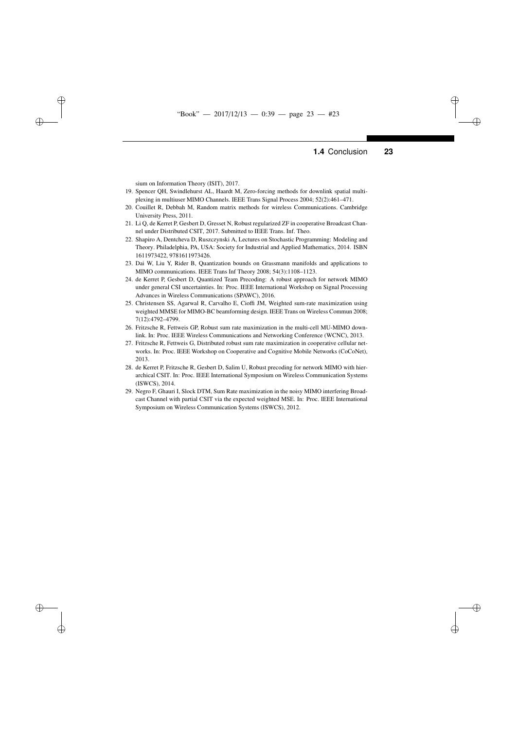sium on Information Theory (ISIT), 2017.

19. Spencer QH, Swindlehurst AL, Haardt M, Zero-forcing methods for downlink spatial multiplexing in multiuser MIMO Channels. IEEE Trans Signal Process 2004; 52(2):461–471.
20. Couillet R, Debbah M, Random matrix methods for wireless Communications. Cambridge University Press, 2011.
21. Li Q, de Kerret P, Gesbert D, Gresset N, Robust regularized ZF in cooperative Broadcast Channel under Distributed CSIT, 2017. Submitted to IEEE Trans. Inf. Theo.
22. Shapiro A, Dentcheva D, Ruszczynski A, Lectures on Stochastic Programming: Modeling and Theory. Philadelphia, PA, USA: Society for Industrial and Applied Mathematics, 2014. ISBN 1611973422, 9781611973426.
23. Dai W, Liu Y, Rider B, Quantization bounds on Grassmann manifolds and applications to MIMO communications. IEEE Trans Inf Theory 2008; 54(3):1108–1123.
24. de Kerret P, Gesbert D, Quantized Team Precoding: A robust approach for network MIMO under general CSI uncertainties. In: Proc. IEEE International Workshop on Signal Processing Advances in Wireless Communications (SPAWC), 2016.
25. Christensen SS, Agarwal R, Carvalho E, Cioffi JM, Weighted sum-rate maximization using weighted MMSE for MIMO-BC beamforming design. IEEE Trans on Wireless Commun 2008; 7(12):4792–4799.
26. Fritzsche R, Fettweis GP, Robust sum rate maximization in the multi-cell MU-MIMO downlink. In: Proc. IEEE Wireless Communications and Networking Conference (WCNC), 2013.
27. Fritzsche R, Fettweis G, Distributed robust sum rate maximization in cooperative cellular networks. In: Proc. IEEE Workshop on Cooperative and Cognitive Mobile Networks (CoCoNet), 2013.
28. de Kerret P, Fritzsche R, Gesbert D, Salim U, Robust precoding for network MIMO with hierarchical CSIT. In: Proc. IEEE International Symposium on Wireless Communication Systems (ISWCS), 2014.
29. Negro F, Ghauri I, Slock DTM, Sum Rate maximization in the noisy MIMO interfering Broadcast Channel with partial CSIT via the expected weighted MSE. In: Proc. IEEE International Symposium on Wireless Communication Systems (ISWCS), 2012.